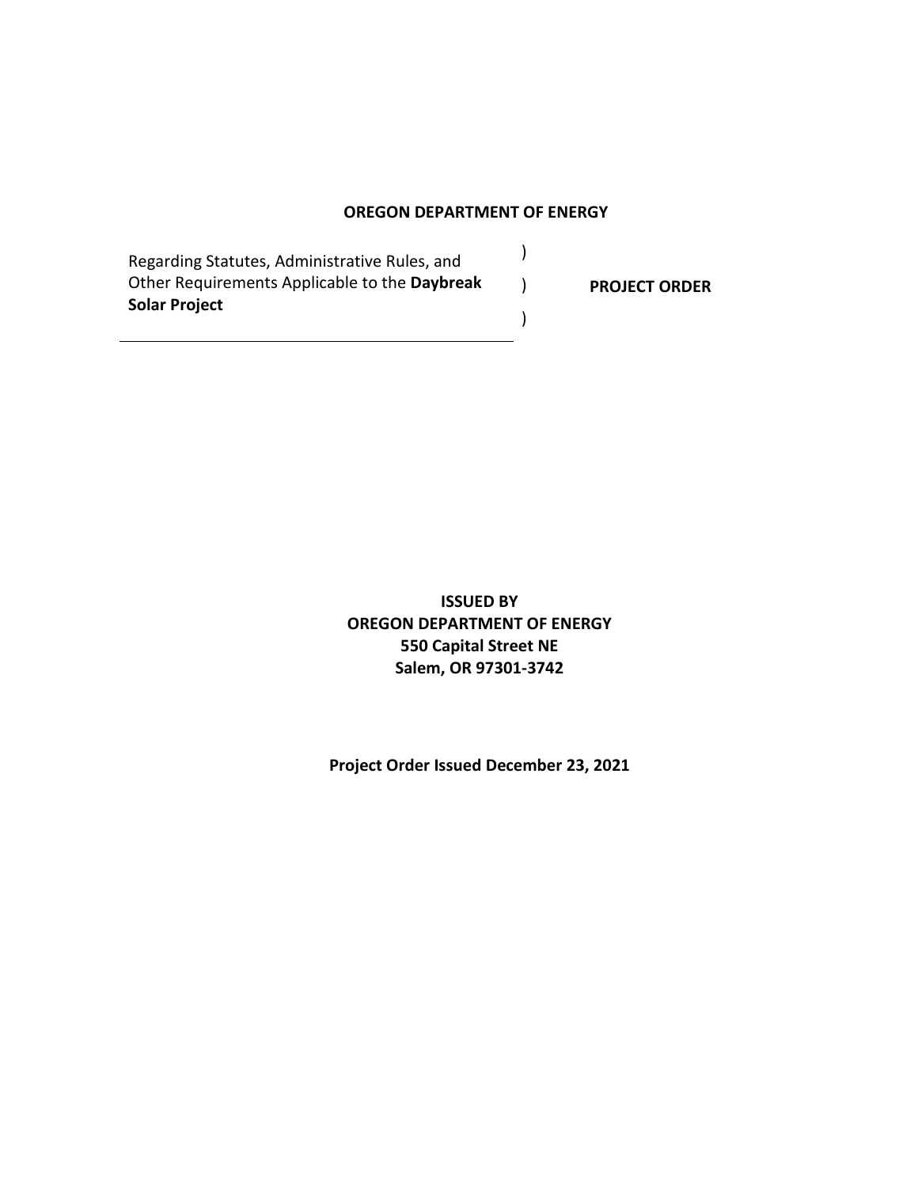**OREGON DEPARTMENT OF ENERGY**

| | | |
|---|---|---|
| Regarding Statutes, Administrative Rules, and Other Requirements Applicable to the **Daybreak Solar Project** | ) ) ) | **PROJECT ORDER** |

**ISSUED BY**
**OREGON DEPARTMENT OF ENERGY**
**550 Capital Street NE**
**Salem, OR 97301-3742**

**Project Order Issued December 23, 2021**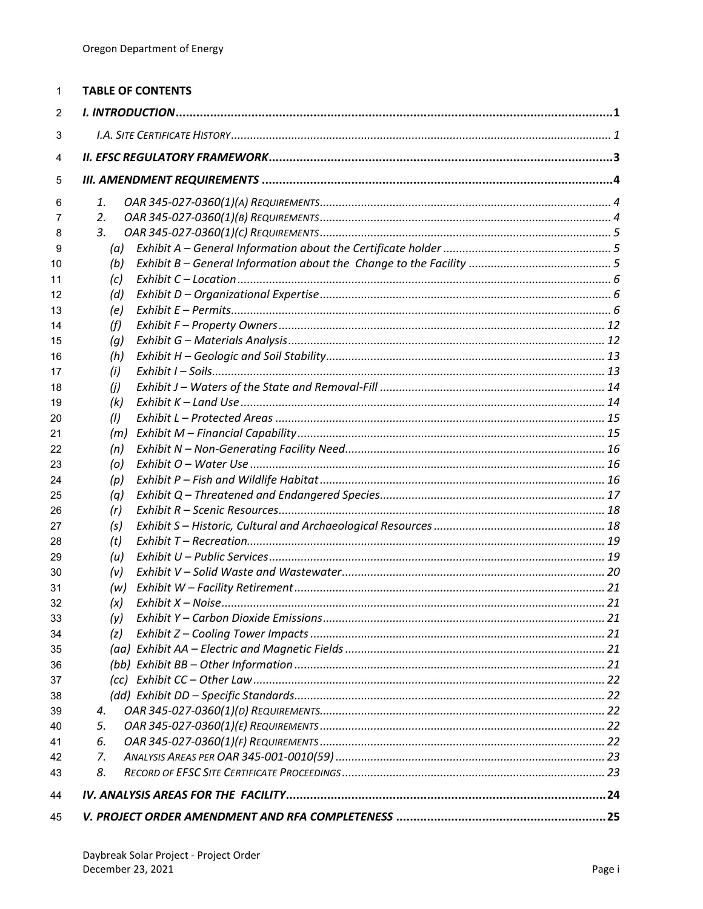**TABLE OF CONTENTS**

*I. INTRODUCTION* ..... 1

*I.A. Site Certificate History* ..... 1

*II. EFSC REGULATORY FRAMEWORK* ..... 3

*III. AMENDMENT REQUIREMENTS* ..... 4

1. OAR 345-027-0360(1)(A) Requirements ..... 4
2. OAR 345-027-0360(1)(B) Requirements ..... 4
3. OAR 345-027-0360(1)(C) Requirements ..... 5
   - (a) Exhibit A – General Information about the Certificate holder ..... 5
   - (b) Exhibit B – General Information about the Change to the Facility ..... 5
   - (c) Exhibit C – Location ..... 6
   - (d) Exhibit D – Organizational Expertise ..... 6
   - (e) Exhibit E – Permits ..... 6
   - (f) Exhibit F – Property Owners ..... 12
   - (g) Exhibit G – Materials Analysis ..... 12
   - (h) Exhibit H – Geologic and Soil Stability ..... 13
   - (i) Exhibit I – Soils ..... 13
   - (j) Exhibit J – Waters of the State and Removal-Fill ..... 14
   - (k) Exhibit K – Land Use ..... 14
   - (l) Exhibit L – Protected Areas ..... 15
   - (m) Exhibit M – Financial Capability ..... 15
   - (n) Exhibit N – Non-Generating Facility Need ..... 16
   - (o) Exhibit O – Water Use ..... 16
   - (p) Exhibit P – Fish and Wildlife Habitat ..... 16
   - (q) Exhibit Q – Threatened and Endangered Species ..... 17
   - (r) Exhibit R – Scenic Resources ..... 18
   - (s) Exhibit S – Historic, Cultural and Archaeological Resources ..... 18
   - (t) Exhibit T – Recreation ..... 19
   - (u) Exhibit U – Public Services ..... 19
   - (v) Exhibit V – Solid Waste and Wastewater ..... 20
   - (w) Exhibit W – Facility Retirement ..... 21
   - (x) Exhibit X – Noise ..... 21
   - (y) Exhibit Y – Carbon Dioxide Emissions ..... 21
   - (z) Exhibit Z – Cooling Tower Impacts ..... 21
   - (aa) Exhibit AA – Electric and Magnetic Fields ..... 21
   - (bb) Exhibit BB – Other Information ..... 21
   - (cc) Exhibit CC – Other Law ..... 22
   - (dd) Exhibit DD – Specific Standards ..... 22
4. OAR 345-027-0360(1)(D) Requirements ..... 22
5. OAR 345-027-0360(1)(E) Requirements ..... 22
6. OAR 345-027-0360(1)(F) Requirements ..... 22
7. Analysis Areas per OAR 345-001-0010(59) ..... 23
8. Record of EFSC Site Certificate Proceedings ..... 23

*IV. ANALYSIS AREAS FOR THE FACILITY* ..... 24

*V. PROJECT ORDER AMENDMENT AND RFA COMPLETENESS* ..... 25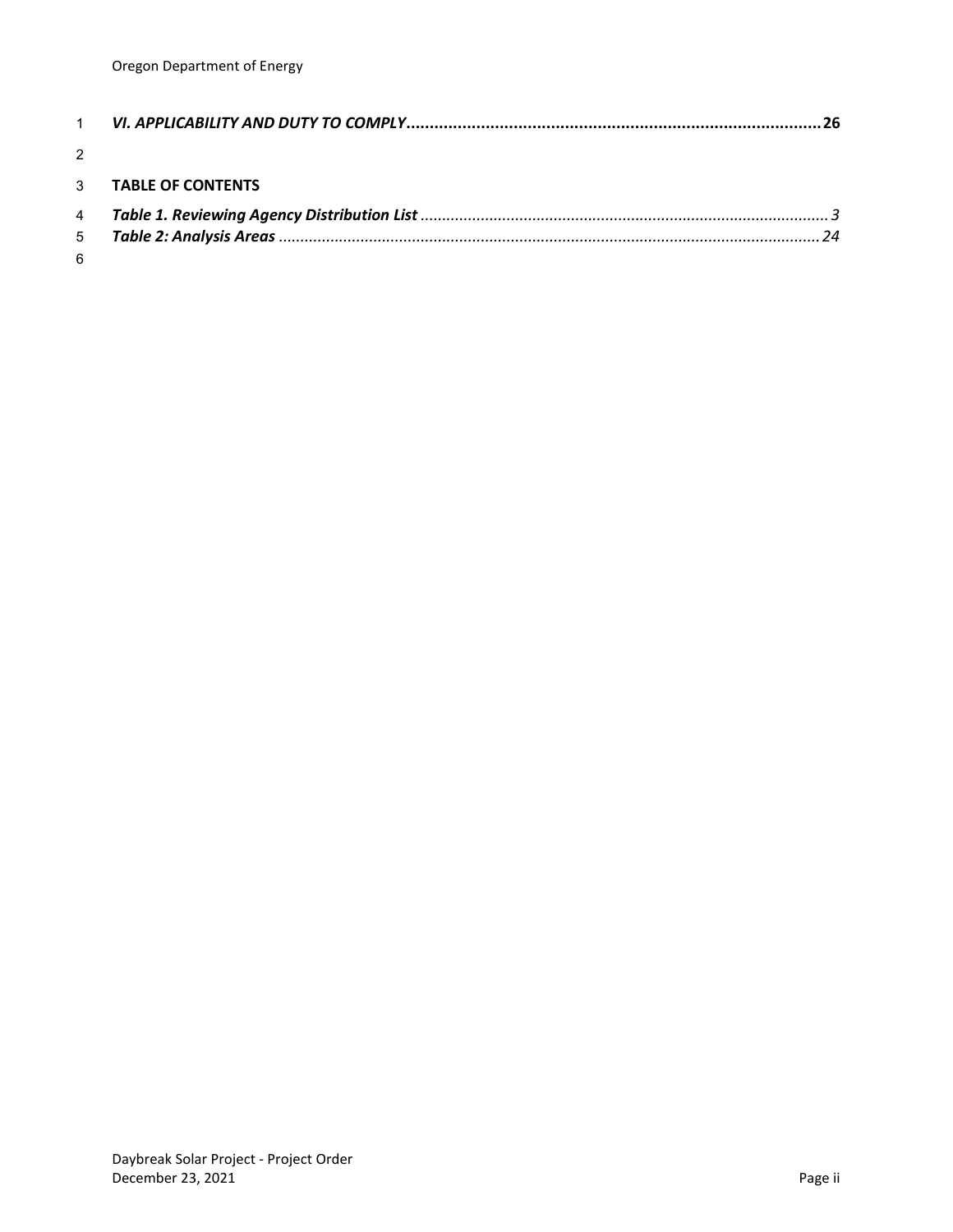***VI. APPLICABILITY AND DUTY TO COMPLY*** **.......... 26**

**TABLE OF CONTENTS**

***Table 1. Reviewing Agency Distribution List*** *.......... 3*

***Table 2: Analysis Areas*** *.......... 24*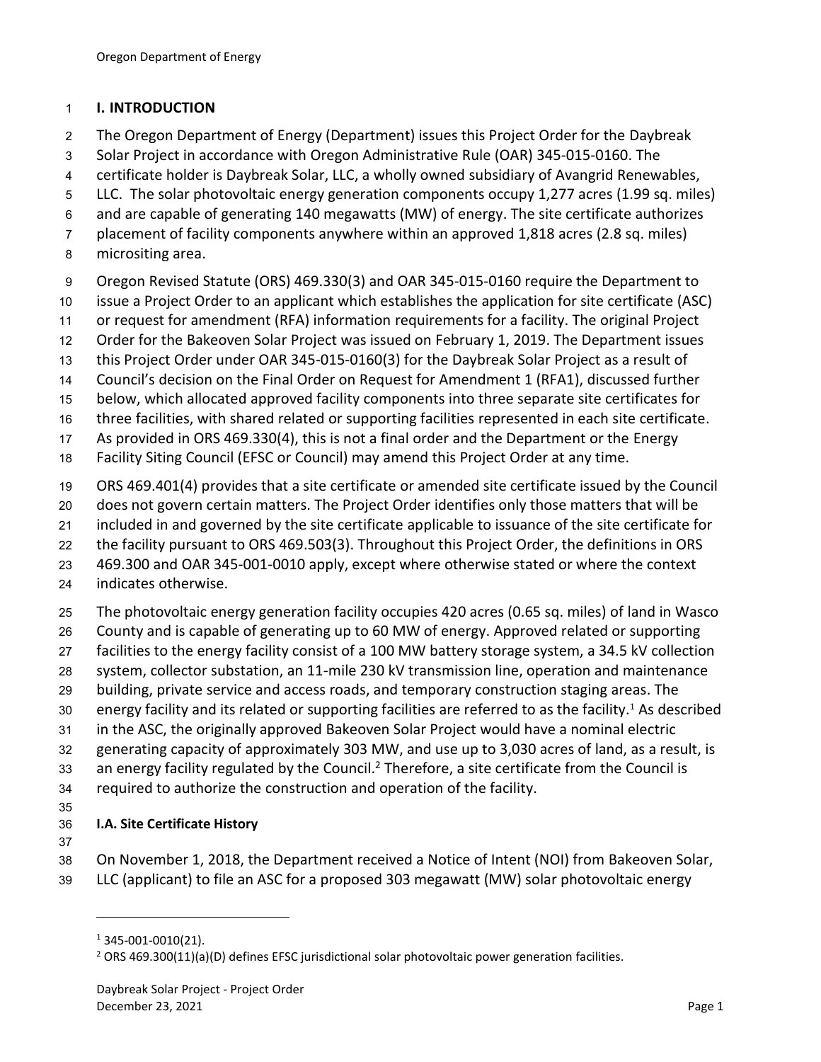# I. INTRODUCTION

The Oregon Department of Energy (Department) issues this Project Order for the Daybreak Solar Project in accordance with Oregon Administrative Rule (OAR) 345-015-0160. The certificate holder is Daybreak Solar, LLC, a wholly owned subsidiary of Avangrid Renewables, LLC. The solar photovoltaic energy generation components occupy 1,277 acres (1.99 sq. miles) and are capable of generating 140 megawatts (MW) of energy. The site certificate authorizes placement of facility components anywhere within an approved 1,818 acres (2.8 sq. miles) micrositing area.

Oregon Revised Statute (ORS) 469.330(3) and OAR 345-015-0160 require the Department to issue a Project Order to an applicant which establishes the application for site certificate (ASC) or request for amendment (RFA) information requirements for a facility. The original Project Order for the Bakeoven Solar Project was issued on February 1, 2019. The Department issues this Project Order under OAR 345-015-0160(3) for the Daybreak Solar Project as a result of Council's decision on the Final Order on Request for Amendment 1 (RFA1), discussed further below, which allocated approved facility components into three separate site certificates for three facilities, with shared related or supporting facilities represented in each site certificate. As provided in ORS 469.330(4), this is not a final order and the Department or the Energy Facility Siting Council (EFSC or Council) may amend this Project Order at any time.

ORS 469.401(4) provides that a site certificate or amended site certificate issued by the Council does not govern certain matters. The Project Order identifies only those matters that will be included in and governed by the site certificate applicable to issuance of the site certificate for the facility pursuant to ORS 469.503(3). Throughout this Project Order, the definitions in ORS 469.300 and OAR 345-001-0010 apply, except where otherwise stated or where the context indicates otherwise.

The photovoltaic energy generation facility occupies 420 acres (0.65 sq. miles) of land in Wasco County and is capable of generating up to 60 MW of energy. Approved related or supporting facilities to the energy facility consist of a 100 MW battery storage system, a 34.5 kV collection system, collector substation, an 11-mile 230 kV transmission line, operation and maintenance building, private service and access roads, and temporary construction staging areas. The energy facility and its related or supporting facilities are referred to as the facility.[1] As described in the ASC, the originally approved Bakeoven Solar Project would have a nominal electric generating capacity of approximately 303 MW, and use up to 3,030 acres of land, as a result, is an energy facility regulated by the Council.[2] Therefore, a site certificate from the Council is required to authorize the construction and operation of the facility.

## I.A. Site Certificate History

On November 1, 2018, the Department received a Notice of Intent (NOI) from Bakeoven Solar, LLC (applicant) to file an ASC for a proposed 303 megawatt (MW) solar photovoltaic energy

---

[1] 345-001-0010(21).

[2] ORS 469.300(11)(a)(D) defines EFSC jurisdictional solar photovoltaic power generation facilities.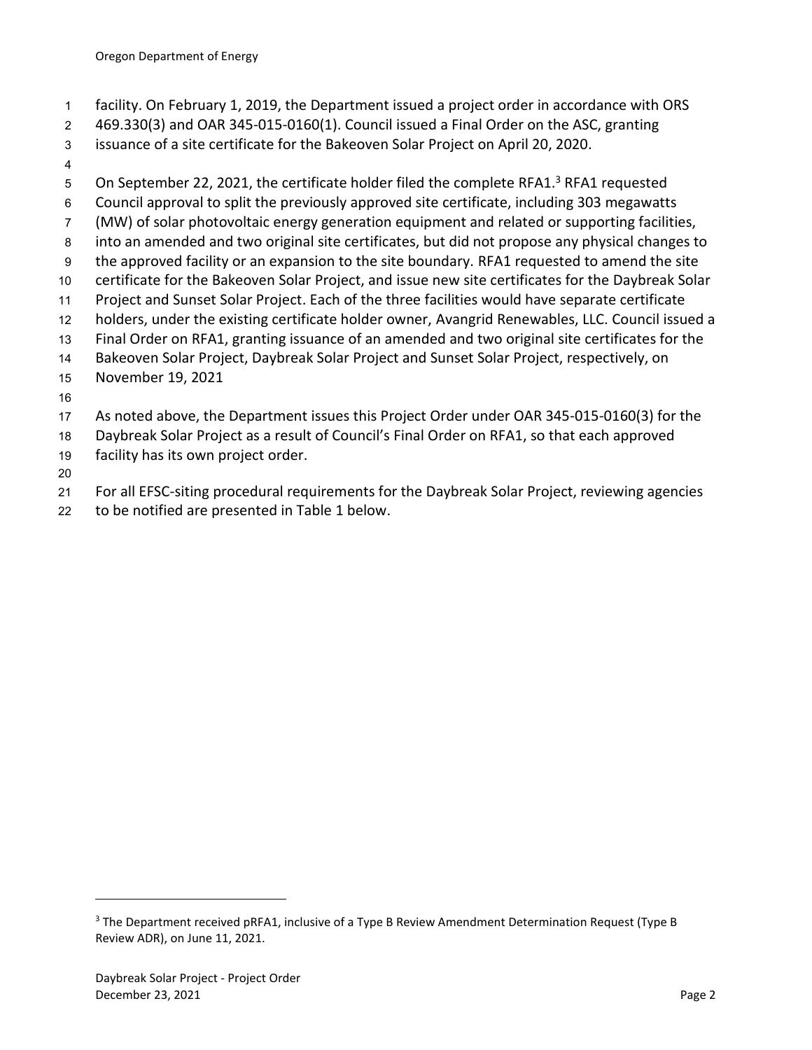facility. On February 1, 2019, the Department issued a project order in accordance with ORS 469.330(3) and OAR 345-015-0160(1). Council issued a Final Order on the ASC, granting issuance of a site certificate for the Bakeoven Solar Project on April 20, 2020.

On September 22, 2021, the certificate holder filed the complete RFA1.[3] RFA1 requested Council approval to split the previously approved site certificate, including 303 megawatts (MW) of solar photovoltaic energy generation equipment and related or supporting facilities, into an amended and two original site certificates, but did not propose any physical changes to the approved facility or an expansion to the site boundary. RFA1 requested to amend the site certificate for the Bakeoven Solar Project, and issue new site certificates for the Daybreak Solar Project and Sunset Solar Project. Each of the three facilities would have separate certificate holders, under the existing certificate holder owner, Avangrid Renewables, LLC. Council issued a Final Order on RFA1, granting issuance of an amended and two original site certificates for the Bakeoven Solar Project, Daybreak Solar Project and Sunset Solar Project, respectively, on November 19, 2021

As noted above, the Department issues this Project Order under OAR 345-015-0160(3) for the Daybreak Solar Project as a result of Council's Final Order on RFA1, so that each approved facility has its own project order.

For all EFSC-siting procedural requirements for the Daybreak Solar Project, reviewing agencies to be notified are presented in Table 1 below.

---

[3] The Department received pRFA1, inclusive of a Type B Review Amendment Determination Request (Type B Review ADR), on June 11, 2021.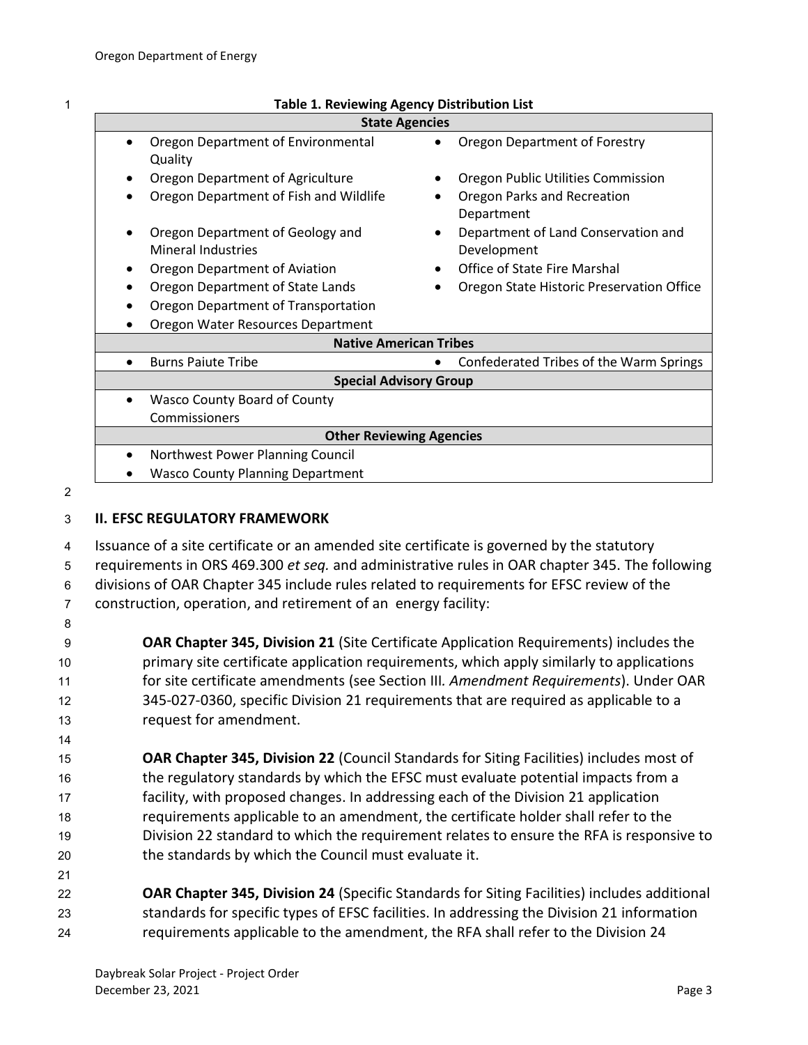**Table 1. Reviewing Agency Distribution List**

| State Agencies | |
|---|---|
| • Oregon Department of Environmental Quality | • Oregon Department of Forestry |
| • Oregon Department of Agriculture | • Oregon Public Utilities Commission |
| • Oregon Department of Fish and Wildlife | • Oregon Parks and Recreation Department |
| • Oregon Department of Geology and Mineral Industries | • Department of Land Conservation and Development |
| • Oregon Department of Aviation | • Office of State Fire Marshal |
| • Oregon Department of State Lands | • Oregon State Historic Preservation Office |
| • Oregon Department of Transportation | |
| • Oregon Water Resources Department | |
| **Native American Tribes** | |
| • Burns Paiute Tribe | • Confederated Tribes of the Warm Springs |
| **Special Advisory Group** | |
| • Wasco County Board of County Commissioners | |
| **Other Reviewing Agencies** | |
| • Northwest Power Planning Council | |
| • Wasco County Planning Department | |

## II. EFSC REGULATORY FRAMEWORK

Issuance of a site certificate or an amended site certificate is governed by the statutory requirements in ORS 469.300 *et seq.* and administrative rules in OAR chapter 345. The following divisions of OAR Chapter 345 include rules related to requirements for EFSC review of the construction, operation, and retirement of an energy facility:

> **OAR Chapter 345, Division 21** (Site Certificate Application Requirements) includes the primary site certificate application requirements, which apply similarly to applications for site certificate amendments (see Section III. *Amendment Requirements*). Under OAR 345-027-0360, specific Division 21 requirements that are required as applicable to a request for amendment.
>
> **OAR Chapter 345, Division 22** (Council Standards for Siting Facilities) includes most of the regulatory standards by which the EFSC must evaluate potential impacts from a facility, with proposed changes. In addressing each of the Division 21 application requirements applicable to an amendment, the certificate holder shall refer to the Division 22 standard to which the requirement relates to ensure the RFA is responsive to the standards by which the Council must evaluate it.
>
> **OAR Chapter 345, Division 24** (Specific Standards for Siting Facilities) includes additional standards for specific types of EFSC facilities. In addressing the Division 21 information requirements applicable to the amendment, the RFA shall refer to the Division 24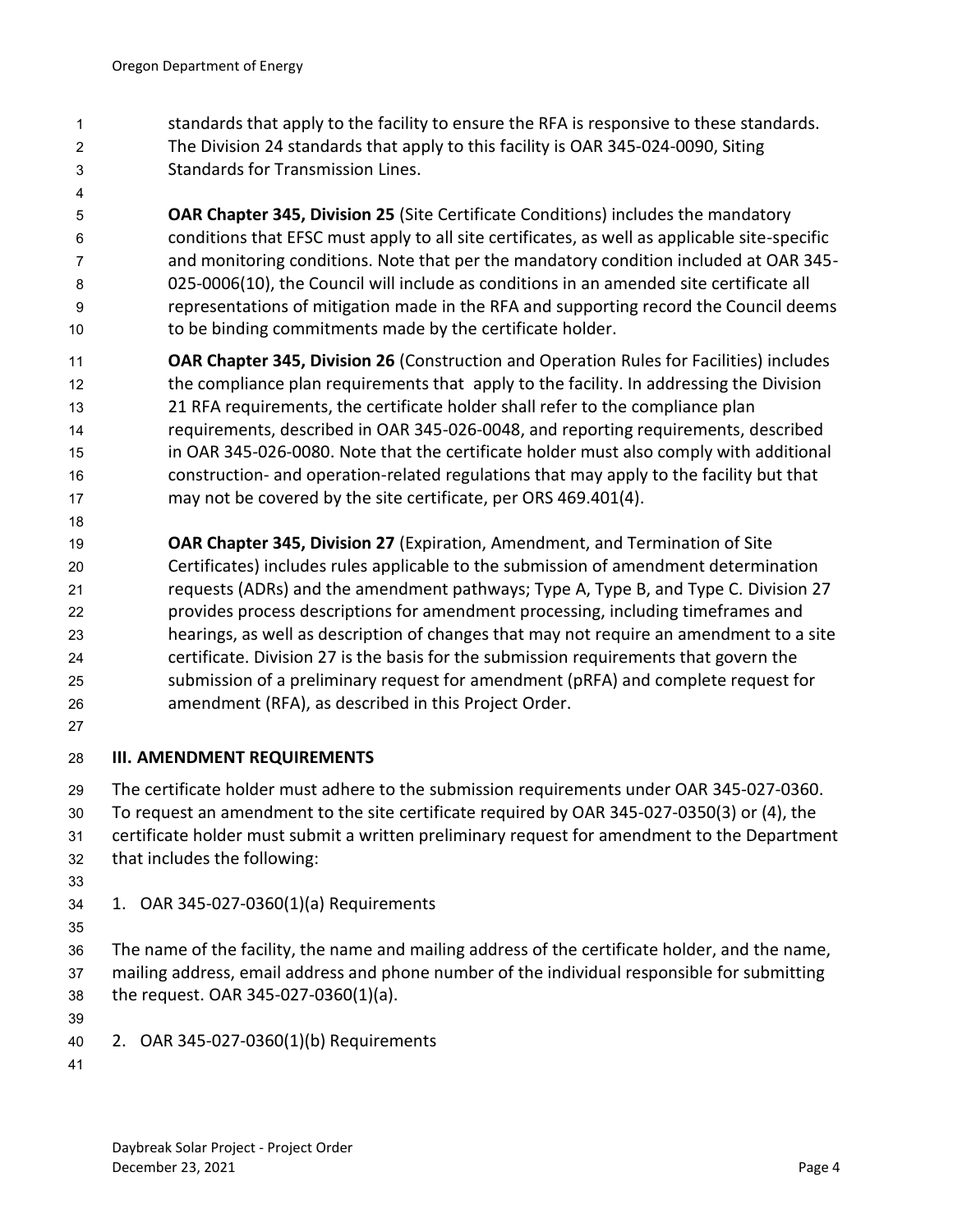standards that apply to the facility to ensure the RFA is responsive to these standards. The Division 24 standards that apply to this facility is OAR 345-024-0090, Siting Standards for Transmission Lines.

**OAR Chapter 345, Division 25** (Site Certificate Conditions) includes the mandatory conditions that EFSC must apply to all site certificates, as well as applicable site-specific and monitoring conditions. Note that per the mandatory condition included at OAR 345-025-0006(10), the Council will include as conditions in an amended site certificate all representations of mitigation made in the RFA and supporting record the Council deems to be binding commitments made by the certificate holder.

**OAR Chapter 345, Division 26** (Construction and Operation Rules for Facilities) includes the compliance plan requirements that apply to the facility. In addressing the Division 21 RFA requirements, the certificate holder shall refer to the compliance plan requirements, described in OAR 345-026-0048, and reporting requirements, described in OAR 345-026-0080. Note that the certificate holder must also comply with additional construction- and operation-related regulations that may apply to the facility but that may not be covered by the site certificate, per ORS 469.401(4).

**OAR Chapter 345, Division 27** (Expiration, Amendment, and Termination of Site Certificates) includes rules applicable to the submission of amendment determination requests (ADRs) and the amendment pathways; Type A, Type B, and Type C. Division 27 provides process descriptions for amendment processing, including timeframes and hearings, as well as description of changes that may not require an amendment to a site certificate. Division 27 is the basis for the submission requirements that govern the submission of a preliminary request for amendment (pRFA) and complete request for amendment (RFA), as described in this Project Order.

## III. AMENDMENT REQUIREMENTS

The certificate holder must adhere to the submission requirements under OAR 345-027-0360. To request an amendment to the site certificate required by OAR 345-027-0350(3) or (4), the certificate holder must submit a written preliminary request for amendment to the Department that includes the following:

1. OAR 345-027-0360(1)(a) Requirements

The name of the facility, the name and mailing address of the certificate holder, and the name, mailing address, email address and phone number of the individual responsible for submitting the request. OAR 345-027-0360(1)(a).

2. OAR 345-027-0360(1)(b) Requirements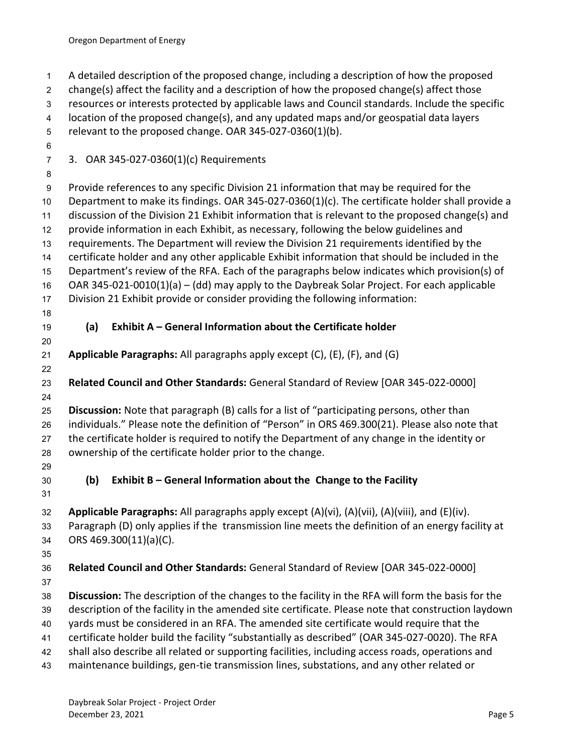A detailed description of the proposed change, including a description of how the proposed change(s) affect the facility and a description of how the proposed change(s) affect those resources or interests protected by applicable laws and Council standards. Include the specific location of the proposed change(s), and any updated maps and/or geospatial data layers relevant to the proposed change. OAR 345-027-0360(1)(b).

3. OAR 345-027-0360(1)(c) Requirements

Provide references to any specific Division 21 information that may be required for the Department to make its findings. OAR 345-027-0360(1)(c). The certificate holder shall provide a discussion of the Division 21 Exhibit information that is relevant to the proposed change(s) and provide information in each Exhibit, as necessary, following the below guidelines and requirements. The Department will review the Division 21 requirements identified by the certificate holder and any other applicable Exhibit information that should be included in the Department's review of the RFA. Each of the paragraphs below indicates which provision(s) of OAR 345-021-0010(1)(a) – (dd) may apply to the Daybreak Solar Project. For each applicable Division 21 Exhibit provide or consider providing the following information:

### (a) Exhibit A – General Information about the Certificate holder

**Applicable Paragraphs:** All paragraphs apply except (C), (E), (F), and (G)

**Related Council and Other Standards:** General Standard of Review [OAR 345-022-0000]

**Discussion:** Note that paragraph (B) calls for a list of "participating persons, other than individuals." Please note the definition of "Person" in ORS 469.300(21). Please also note that the certificate holder is required to notify the Department of any change in the identity or ownership of the certificate holder prior to the change.

### (b) Exhibit B – General Information about the Change to the Facility

**Applicable Paragraphs:** All paragraphs apply except (A)(vi), (A)(vii), (A)(viii), and (E)(iv). Paragraph (D) only applies if the transmission line meets the definition of an energy facility at ORS 469.300(11)(a)(C).

**Related Council and Other Standards:** General Standard of Review [OAR 345-022-0000]

**Discussion:** The description of the changes to the facility in the RFA will form the basis for the description of the facility in the amended site certificate. Please note that construction laydown yards must be considered in an RFA. The amended site certificate would require that the certificate holder build the facility "substantially as described" (OAR 345-027-0020). The RFA shall also describe all related or supporting facilities, including access roads, operations and maintenance buildings, gen-tie transmission lines, substations, and any other related or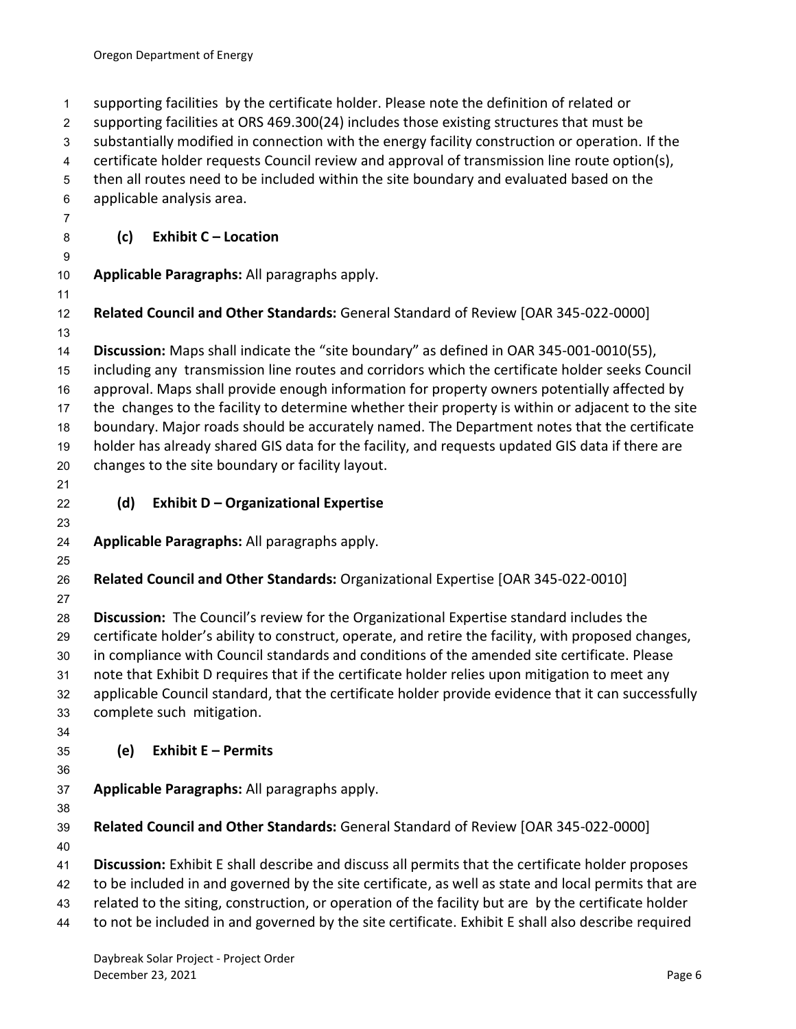supporting facilities by the certificate holder. Please note the definition of related or supporting facilities at ORS 469.300(24) includes those existing structures that must be substantially modified in connection with the energy facility construction or operation. If the certificate holder requests Council review and approval of transmission line route option(s), then all routes need to be included within the site boundary and evaluated based on the applicable analysis area.

### (c) Exhibit C – Location

**Applicable Paragraphs:** All paragraphs apply.

**Related Council and Other Standards:** General Standard of Review [OAR 345-022-0000]

**Discussion:** Maps shall indicate the "site boundary" as defined in OAR 345-001-0010(55), including any transmission line routes and corridors which the certificate holder seeks Council approval. Maps shall provide enough information for property owners potentially affected by the changes to the facility to determine whether their property is within or adjacent to the site boundary. Major roads should be accurately named. The Department notes that the certificate holder has already shared GIS data for the facility, and requests updated GIS data if there are changes to the site boundary or facility layout.

### (d) Exhibit D – Organizational Expertise

**Applicable Paragraphs:** All paragraphs apply.

**Related Council and Other Standards:** Organizational Expertise [OAR 345-022-0010]

**Discussion:** The Council's review for the Organizational Expertise standard includes the certificate holder's ability to construct, operate, and retire the facility, with proposed changes, in compliance with Council standards and conditions of the amended site certificate. Please note that Exhibit D requires that if the certificate holder relies upon mitigation to meet any applicable Council standard, that the certificate holder provide evidence that it can successfully complete such mitigation.

### (e) Exhibit E – Permits

**Applicable Paragraphs:** All paragraphs apply.

**Related Council and Other Standards:** General Standard of Review [OAR 345-022-0000]

**Discussion:** Exhibit E shall describe and discuss all permits that the certificate holder proposes to be included in and governed by the site certificate, as well as state and local permits that are related to the siting, construction, or operation of the facility but are by the certificate holder to not be included in and governed by the site certificate. Exhibit E shall also describe required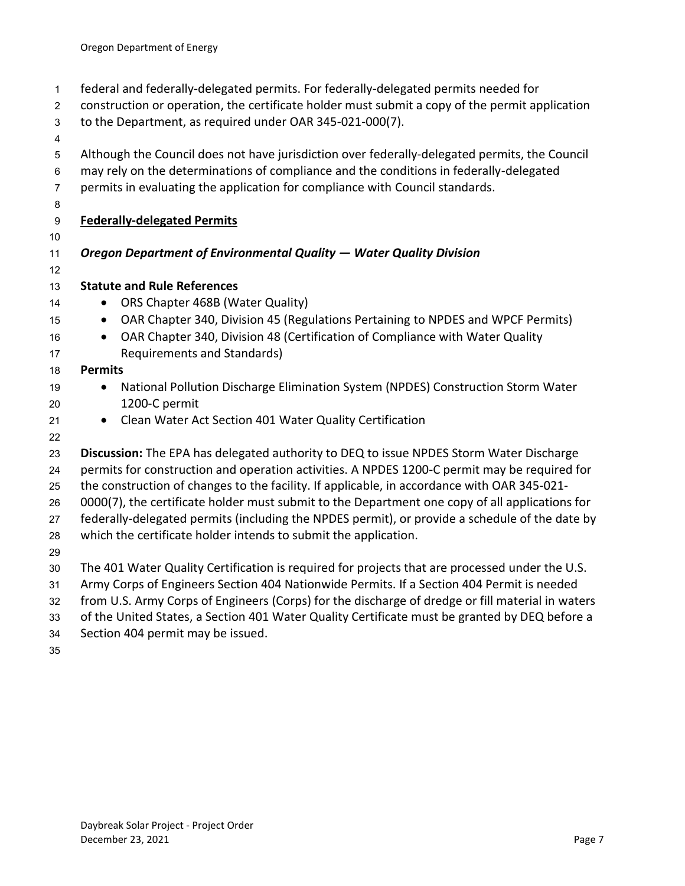federal and federally-delegated permits. For federally-delegated permits needed for construction or operation, the certificate holder must submit a copy of the permit application to the Department, as required under OAR 345-021-000(7).

Although the Council does not have jurisdiction over federally-delegated permits, the Council may rely on the determinations of compliance and the conditions in federally-delegated permits in evaluating the application for compliance with Council standards.

**Federally-delegated Permits**

***Oregon Department of Environmental Quality — Water Quality Division***

**Statute and Rule References**

- ORS Chapter 468B (Water Quality)
- OAR Chapter 340, Division 45 (Regulations Pertaining to NPDES and WPCF Permits)
- OAR Chapter 340, Division 48 (Certification of Compliance with Water Quality Requirements and Standards)

**Permits**

- National Pollution Discharge Elimination System (NPDES) Construction Storm Water 1200-C permit
- Clean Water Act Section 401 Water Quality Certification

**Discussion:** The EPA has delegated authority to DEQ to issue NPDES Storm Water Discharge permits for construction and operation activities. A NPDES 1200-C permit may be required for the construction of changes to the facility. If applicable, in accordance with OAR 345-021-0000(7), the certificate holder must submit to the Department one copy of all applications for federally-delegated permits (including the NPDES permit), or provide a schedule of the date by which the certificate holder intends to submit the application.

The 401 Water Quality Certification is required for projects that are processed under the U.S. Army Corps of Engineers Section 404 Nationwide Permits. If a Section 404 Permit is needed from U.S. Army Corps of Engineers (Corps) for the discharge of dredge or fill material in waters of the United States, a Section 401 Water Quality Certificate must be granted by DEQ before a Section 404 permit may be issued.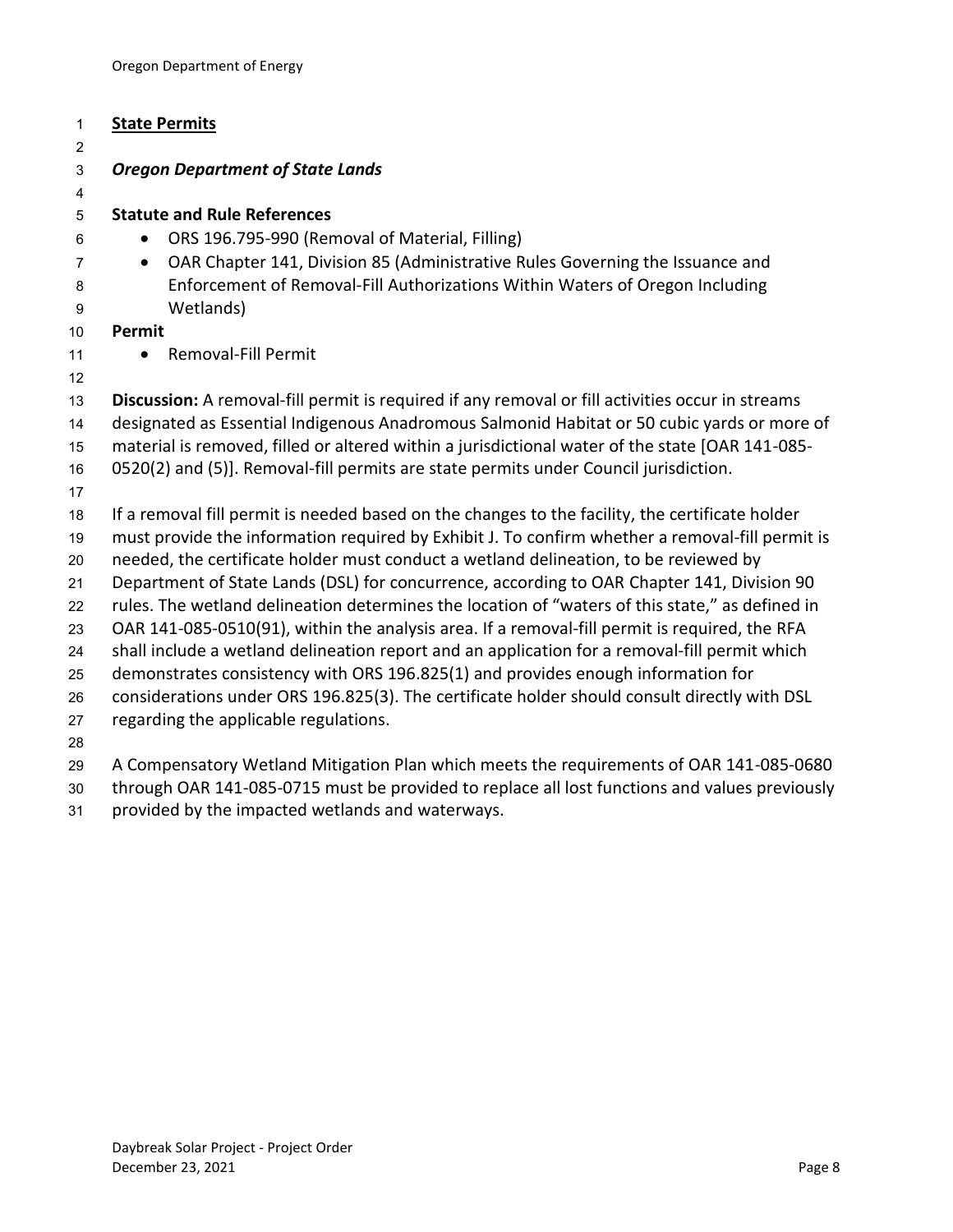## State Permits

### *Oregon Department of State Lands*

**Statute and Rule References**

- ORS 196.795-990 (Removal of Material, Filling)
- OAR Chapter 141, Division 85 (Administrative Rules Governing the Issuance and Enforcement of Removal-Fill Authorizations Within Waters of Oregon Including Wetlands)

**Permit**

- Removal-Fill Permit

**Discussion:** A removal-fill permit is required if any removal or fill activities occur in streams designated as Essential Indigenous Anadromous Salmonid Habitat or 50 cubic yards or more of material is removed, filled or altered within a jurisdictional water of the state [OAR 141-085-0520(2) and (5)]. Removal-fill permits are state permits under Council jurisdiction.

If a removal fill permit is needed based on the changes to the facility, the certificate holder must provide the information required by Exhibit J. To confirm whether a removal-fill permit is needed, the certificate holder must conduct a wetland delineation, to be reviewed by Department of State Lands (DSL) for concurrence, according to OAR Chapter 141, Division 90 rules. The wetland delineation determines the location of "waters of this state," as defined in OAR 141-085-0510(91), within the analysis area. If a removal-fill permit is required, the RFA shall include a wetland delineation report and an application for a removal-fill permit which demonstrates consistency with ORS 196.825(1) and provides enough information for considerations under ORS 196.825(3). The certificate holder should consult directly with DSL regarding the applicable regulations.

A Compensatory Wetland Mitigation Plan which meets the requirements of OAR 141-085-0680 through OAR 141-085-0715 must be provided to replace all lost functions and values previously provided by the impacted wetlands and waterways.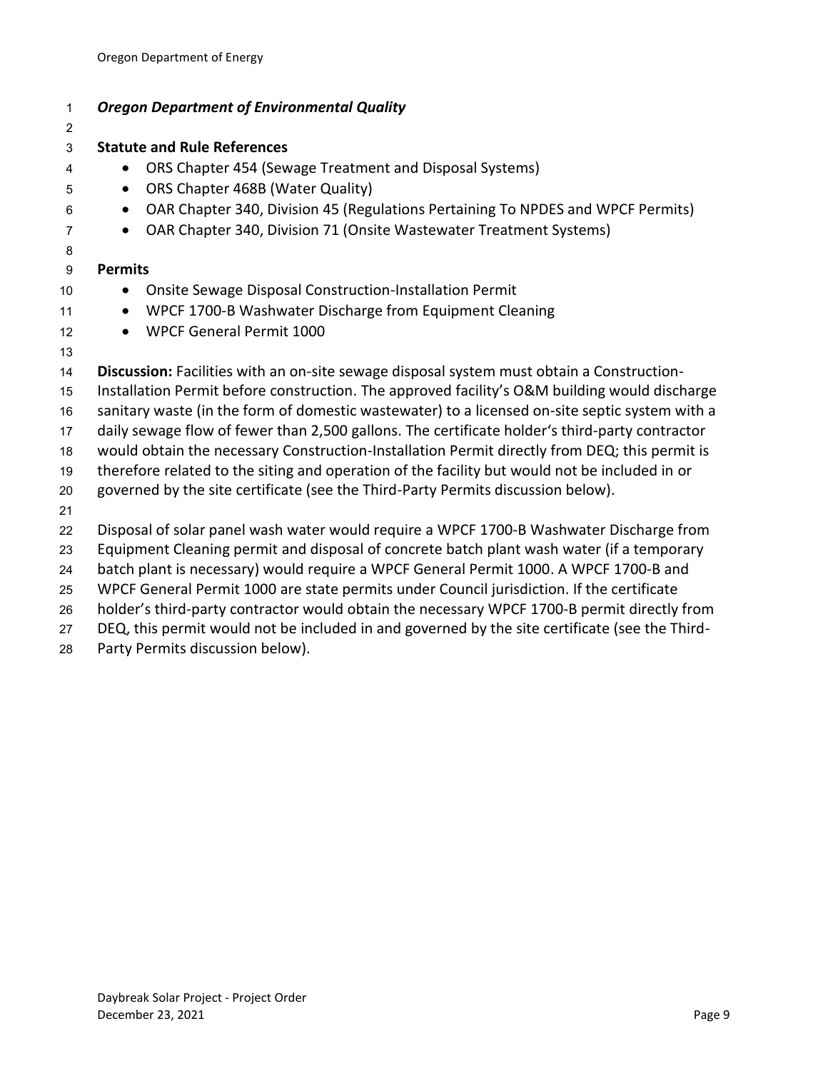***Oregon Department of Environmental Quality***

**Statute and Rule References**

- ORS Chapter 454 (Sewage Treatment and Disposal Systems)
- ORS Chapter 468B (Water Quality)
- OAR Chapter 340, Division 45 (Regulations Pertaining To NPDES and WPCF Permits)
- OAR Chapter 340, Division 71 (Onsite Wastewater Treatment Systems)

**Permits**

- Onsite Sewage Disposal Construction-Installation Permit
- WPCF 1700-B Washwater Discharge from Equipment Cleaning
- WPCF General Permit 1000

**Discussion:** Facilities with an on-site sewage disposal system must obtain a Construction-Installation Permit before construction. The approved facility's O&M building would discharge sanitary waste (in the form of domestic wastewater) to a licensed on-site septic system with a daily sewage flow of fewer than 2,500 gallons. The certificate holder's third-party contractor would obtain the necessary Construction-Installation Permit directly from DEQ; this permit is therefore related to the siting and operation of the facility but would not be included in or governed by the site certificate (see the Third-Party Permits discussion below).

Disposal of solar panel wash water would require a WPCF 1700-B Washwater Discharge from Equipment Cleaning permit and disposal of concrete batch plant wash water (if a temporary batch plant is necessary) would require a WPCF General Permit 1000. A WPCF 1700-B and WPCF General Permit 1000 are state permits under Council jurisdiction. If the certificate holder's third-party contractor would obtain the necessary WPCF 1700-B permit directly from DEQ, this permit would not be included in and governed by the site certificate (see the Third-Party Permits discussion below).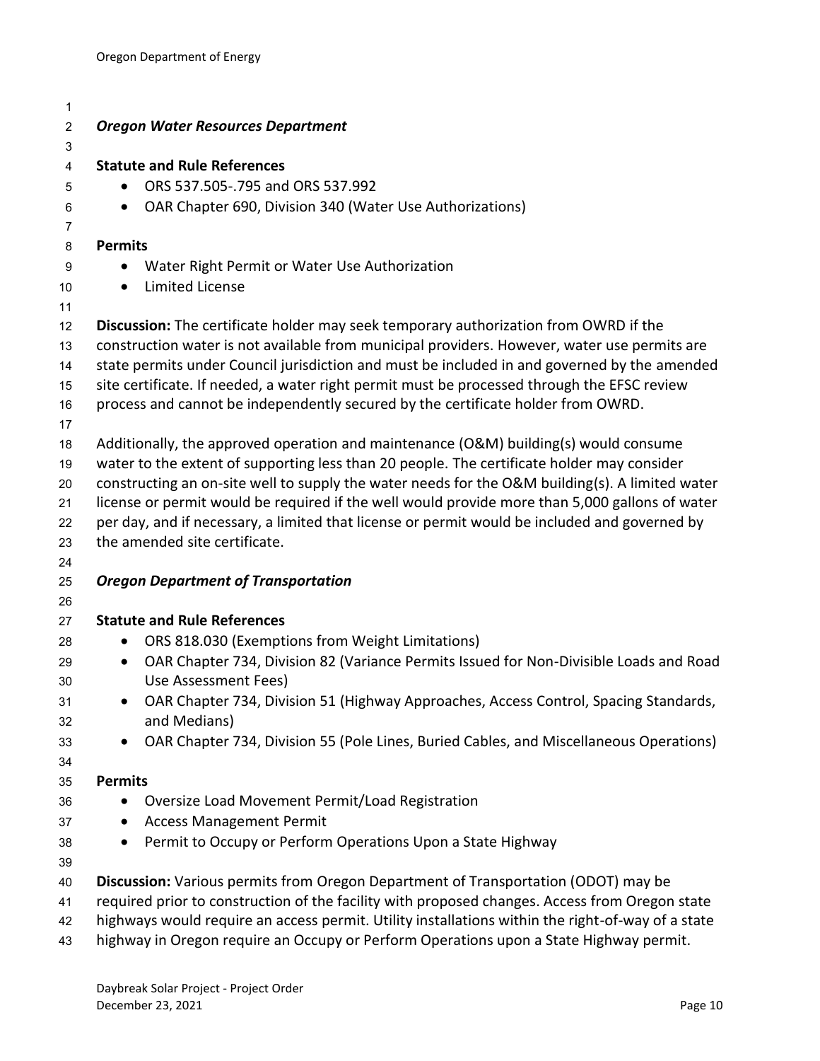### *Oregon Water Resources Department*

**Statute and Rule References**

- ORS 537.505-.795 and ORS 537.992
- OAR Chapter 690, Division 340 (Water Use Authorizations)

**Permits**

- Water Right Permit or Water Use Authorization
- Limited License

**Discussion:** The certificate holder may seek temporary authorization from OWRD if the construction water is not available from municipal providers. However, water use permits are state permits under Council jurisdiction and must be included in and governed by the amended site certificate. If needed, a water right permit must be processed through the EFSC review process and cannot be independently secured by the certificate holder from OWRD.

Additionally, the approved operation and maintenance (O&M) building(s) would consume water to the extent of supporting less than 20 people. The certificate holder may consider constructing an on-site well to supply the water needs for the O&M building(s). A limited water license or permit would be required if the well would provide more than 5,000 gallons of water per day, and if necessary, a limited that license or permit would be included and governed by the amended site certificate.

### *Oregon Department of Transportation*

**Statute and Rule References**

- ORS 818.030 (Exemptions from Weight Limitations)
- OAR Chapter 734, Division 82 (Variance Permits Issued for Non-Divisible Loads and Road Use Assessment Fees)
- OAR Chapter 734, Division 51 (Highway Approaches, Access Control, Spacing Standards, and Medians)
- OAR Chapter 734, Division 55 (Pole Lines, Buried Cables, and Miscellaneous Operations)

**Permits**

- Oversize Load Movement Permit/Load Registration
- Access Management Permit
- Permit to Occupy or Perform Operations Upon a State Highway

**Discussion:** Various permits from Oregon Department of Transportation (ODOT) may be required prior to construction of the facility with proposed changes. Access from Oregon state highways would require an access permit. Utility installations within the right-of-way of a state highway in Oregon require an Occupy or Perform Operations upon a State Highway permit.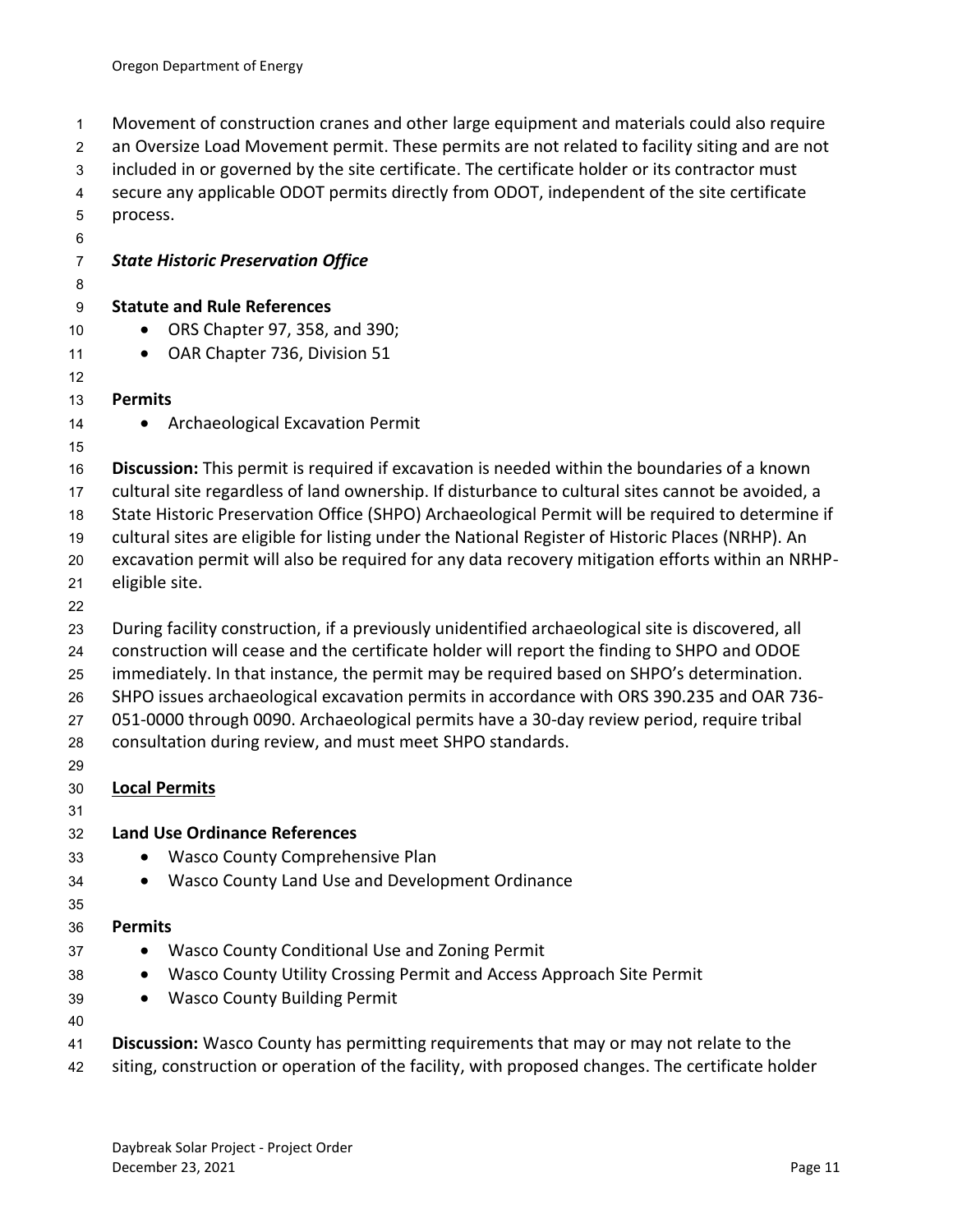Movement of construction cranes and other large equipment and materials could also require an Oversize Load Movement permit. These permits are not related to facility siting and are not included in or governed by the site certificate. The certificate holder or its contractor must secure any applicable ODOT permits directly from ODOT, independent of the site certificate process.

***State Historic Preservation Office***

**Statute and Rule References**

- ORS Chapter 97, 358, and 390;
- OAR Chapter 736, Division 51

**Permits**

- Archaeological Excavation Permit

**Discussion:** This permit is required if excavation is needed within the boundaries of a known cultural site regardless of land ownership. If disturbance to cultural sites cannot be avoided, a State Historic Preservation Office (SHPO) Archaeological Permit will be required to determine if cultural sites are eligible for listing under the National Register of Historic Places (NRHP). An excavation permit will also be required for any data recovery mitigation efforts within an NRHP-eligible site.

During facility construction, if a previously unidentified archaeological site is discovered, all construction will cease and the certificate holder will report the finding to SHPO and ODOE immediately. In that instance, the permit may be required based on SHPO's determination. SHPO issues archaeological excavation permits in accordance with ORS 390.235 and OAR 736-051-0000 through 0090. Archaeological permits have a 30-day review period, require tribal consultation during review, and must meet SHPO standards.

**<u>Local Permits</u>**

**Land Use Ordinance References**

- Wasco County Comprehensive Plan
- Wasco County Land Use and Development Ordinance

**Permits**

- Wasco County Conditional Use and Zoning Permit
- Wasco County Utility Crossing Permit and Access Approach Site Permit
- Wasco County Building Permit

**Discussion:** Wasco County has permitting requirements that may or may not relate to the siting, construction or operation of the facility, with proposed changes. The certificate holder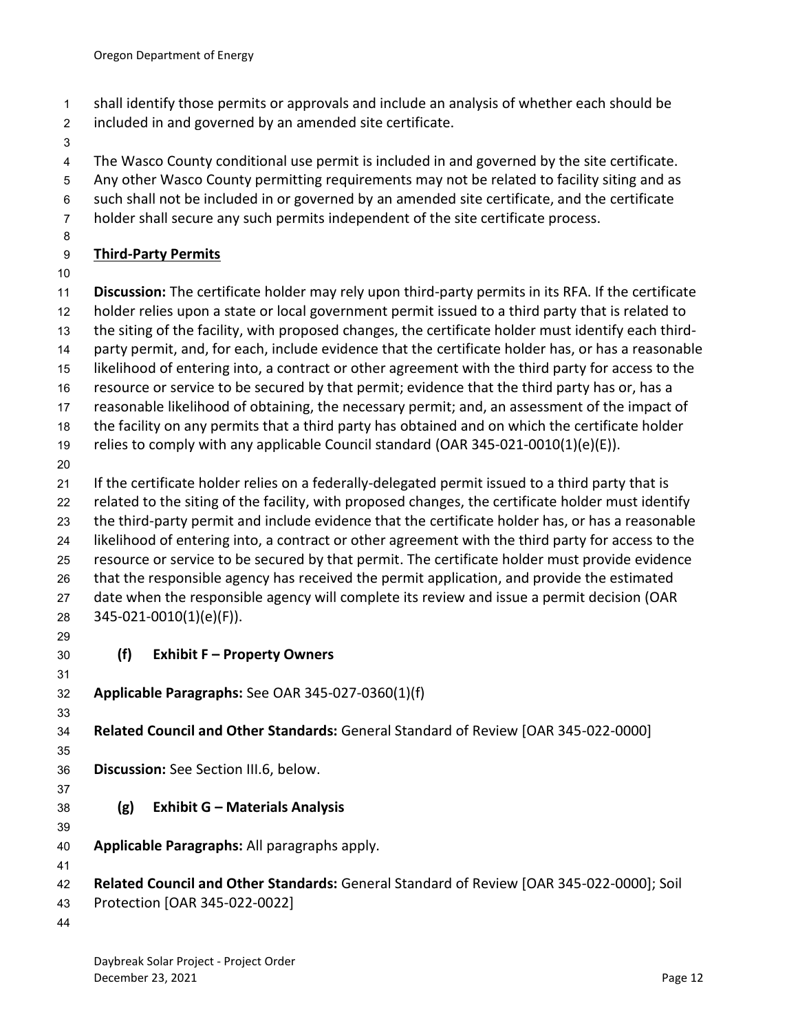shall identify those permits or approvals and include an analysis of whether each should be included in and governed by an amended site certificate.

The Wasco County conditional use permit is included in and governed by the site certificate. Any other Wasco County permitting requirements may not be related to facility siting and as such shall not be included in or governed by an amended site certificate, and the certificate holder shall secure any such permits independent of the site certificate process.

**Third-Party Permits**

**Discussion:** The certificate holder may rely upon third-party permits in its RFA. If the certificate holder relies upon a state or local government permit issued to a third party that is related to the siting of the facility, with proposed changes, the certificate holder must identify each third-party permit, and, for each, include evidence that the certificate holder has, or has a reasonable likelihood of entering into, a contract or other agreement with the third party for access to the resource or service to be secured by that permit; evidence that the third party has or, has a reasonable likelihood of obtaining, the necessary permit; and, an assessment of the impact of the facility on any permits that a third party has obtained and on which the certificate holder relies to comply with any applicable Council standard (OAR 345-021-0010(1)(e)(E)).

If the certificate holder relies on a federally-delegated permit issued to a third party that is related to the siting of the facility, with proposed changes, the certificate holder must identify the third-party permit and include evidence that the certificate holder has, or has a reasonable likelihood of entering into, a contract or other agreement with the third party for access to the resource or service to be secured by that permit. The certificate holder must provide evidence that the responsible agency has received the permit application, and provide the estimated date when the responsible agency will complete its review and issue a permit decision (OAR 345-021-0010(1)(e)(F)).

### (f) Exhibit F – Property Owners

**Applicable Paragraphs:** See OAR 345-027-0360(1)(f)

**Related Council and Other Standards:** General Standard of Review [OAR 345-022-0000]

**Discussion:** See Section III.6, below.

### (g) Exhibit G – Materials Analysis

**Applicable Paragraphs:** All paragraphs apply.

**Related Council and Other Standards:** General Standard of Review [OAR 345-022-0000]; Soil Protection [OAR 345-022-0022]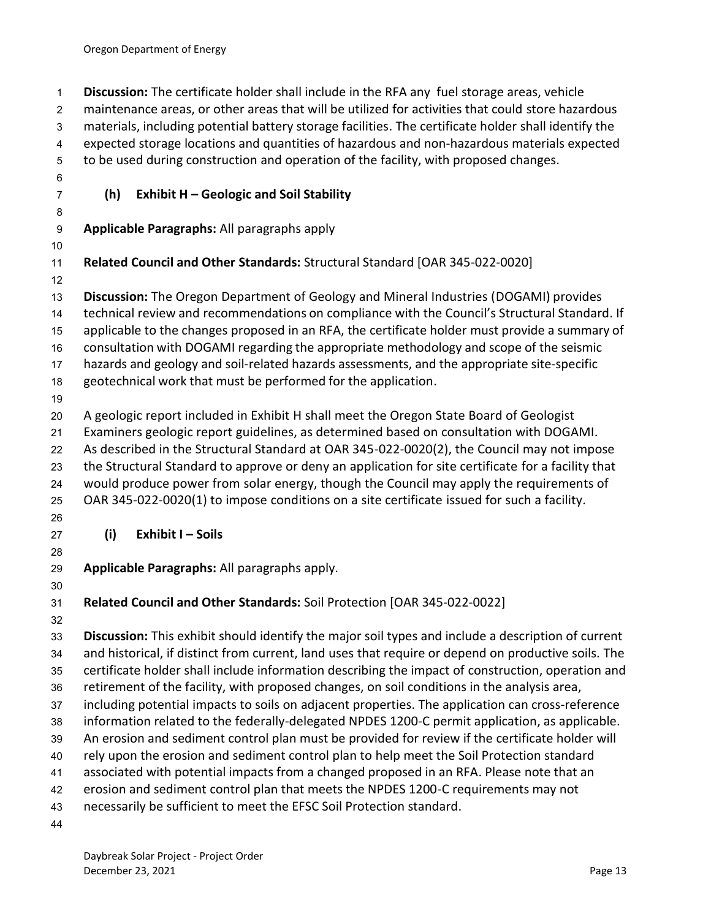**Discussion:** The certificate holder shall include in the RFA any fuel storage areas, vehicle maintenance areas, or other areas that will be utilized for activities that could store hazardous materials, including potential battery storage facilities. The certificate holder shall identify the expected storage locations and quantities of hazardous and non-hazardous materials expected to be used during construction and operation of the facility, with proposed changes.

### (h) Exhibit H – Geologic and Soil Stability

**Applicable Paragraphs:** All paragraphs apply

**Related Council and Other Standards:** Structural Standard [OAR 345-022-0020]

**Discussion:** The Oregon Department of Geology and Mineral Industries (DOGAMI) provides technical review and recommendations on compliance with the Council's Structural Standard. If applicable to the changes proposed in an RFA, the certificate holder must provide a summary of consultation with DOGAMI regarding the appropriate methodology and scope of the seismic hazards and geology and soil-related hazards assessments, and the appropriate site-specific geotechnical work that must be performed for the application.

A geologic report included in Exhibit H shall meet the Oregon State Board of Geologist Examiners geologic report guidelines, as determined based on consultation with DOGAMI. As described in the Structural Standard at OAR 345-022-0020(2), the Council may not impose the Structural Standard to approve or deny an application for site certificate for a facility that would produce power from solar energy, though the Council may apply the requirements of OAR 345-022-0020(1) to impose conditions on a site certificate issued for such a facility.

### (i) Exhibit I – Soils

**Applicable Paragraphs:** All paragraphs apply.

**Related Council and Other Standards:** Soil Protection [OAR 345-022-0022]

**Discussion:** This exhibit should identify the major soil types and include a description of current and historical, if distinct from current, land uses that require or depend on productive soils. The certificate holder shall include information describing the impact of construction, operation and retirement of the facility, with proposed changes, on soil conditions in the analysis area, including potential impacts to soils on adjacent properties. The application can cross-reference information related to the federally-delegated NPDES 1200-C permit application, as applicable. An erosion and sediment control plan must be provided for review if the certificate holder will rely upon the erosion and sediment control plan to help meet the Soil Protection standard associated with potential impacts from a changed proposed in an RFA. Please note that an erosion and sediment control plan that meets the NPDES 1200-C requirements may not necessarily be sufficient to meet the EFSC Soil Protection standard.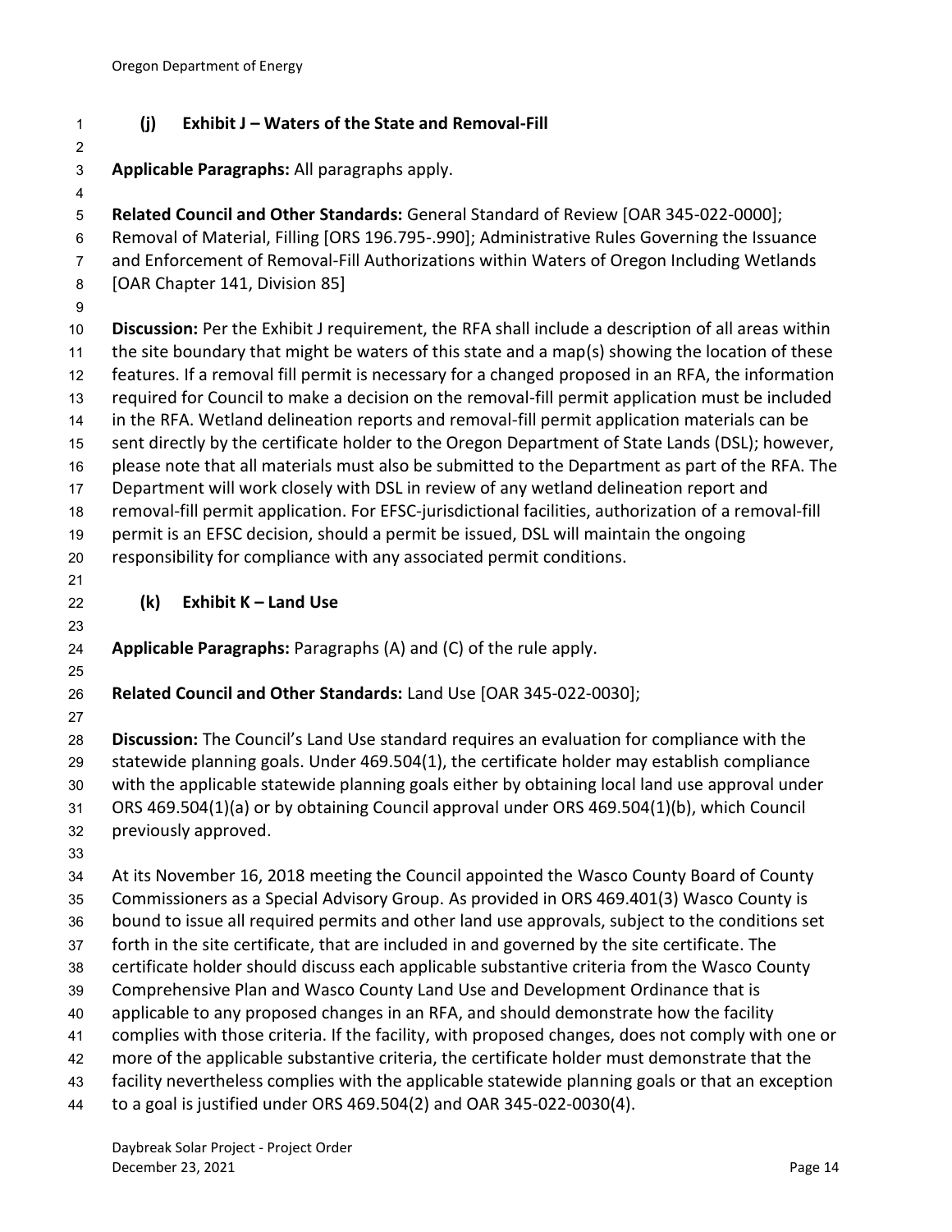### (j) Exhibit J – Waters of the State and Removal-Fill

**Applicable Paragraphs:** All paragraphs apply.

**Related Council and Other Standards:** General Standard of Review [OAR 345-022-0000]; Removal of Material, Filling [ORS 196.795-.990]; Administrative Rules Governing the Issuance and Enforcement of Removal-Fill Authorizations within Waters of Oregon Including Wetlands [OAR Chapter 141, Division 85]

**Discussion:** Per the Exhibit J requirement, the RFA shall include a description of all areas within the site boundary that might be waters of this state and a map(s) showing the location of these features. If a removal fill permit is necessary for a changed proposed in an RFA, the information required for Council to make a decision on the removal-fill permit application must be included in the RFA. Wetland delineation reports and removal-fill permit application materials can be sent directly by the certificate holder to the Oregon Department of State Lands (DSL); however, please note that all materials must also be submitted to the Department as part of the RFA. The Department will work closely with DSL in review of any wetland delineation report and removal-fill permit application. For EFSC-jurisdictional facilities, authorization of a removal-fill permit is an EFSC decision, should a permit be issued, DSL will maintain the ongoing responsibility for compliance with any associated permit conditions.

### (k) Exhibit K – Land Use

**Applicable Paragraphs:** Paragraphs (A) and (C) of the rule apply.

**Related Council and Other Standards:** Land Use [OAR 345-022-0030];

**Discussion:** The Council's Land Use standard requires an evaluation for compliance with the statewide planning goals. Under 469.504(1), the certificate holder may establish compliance with the applicable statewide planning goals either by obtaining local land use approval under ORS 469.504(1)(a) or by obtaining Council approval under ORS 469.504(1)(b), which Council previously approved.

At its November 16, 2018 meeting the Council appointed the Wasco County Board of County Commissioners as a Special Advisory Group. As provided in ORS 469.401(3) Wasco County is bound to issue all required permits and other land use approvals, subject to the conditions set forth in the site certificate, that are included in and governed by the site certificate. The certificate holder should discuss each applicable substantive criteria from the Wasco County Comprehensive Plan and Wasco County Land Use and Development Ordinance that is applicable to any proposed changes in an RFA, and should demonstrate how the facility complies with those criteria. If the facility, with proposed changes, does not comply with one or more of the applicable substantive criteria, the certificate holder must demonstrate that the facility nevertheless complies with the applicable statewide planning goals or that an exception to a goal is justified under ORS 469.504(2) and OAR 345-022-0030(4).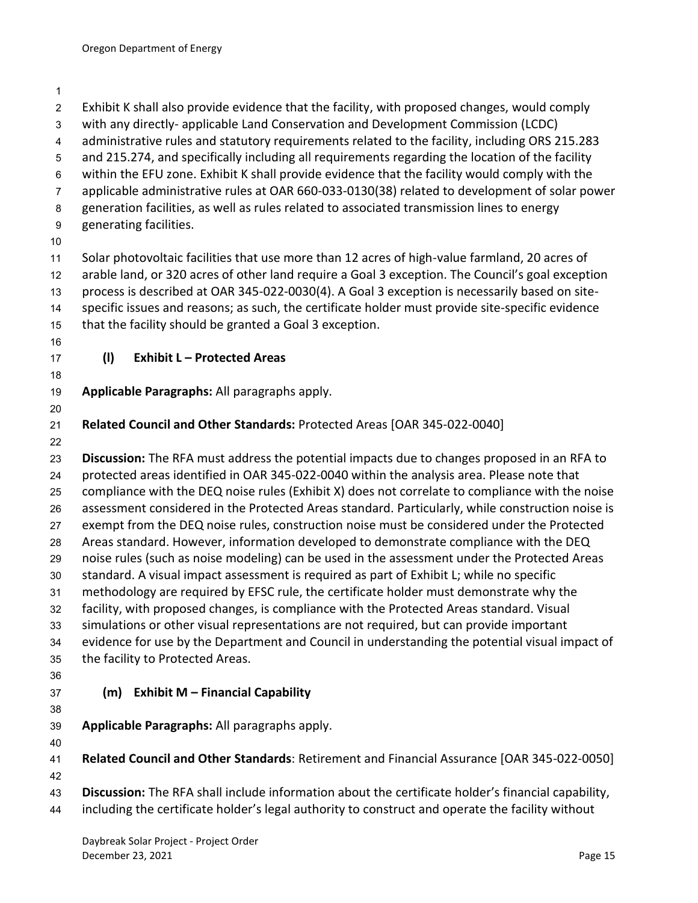Exhibit K shall also provide evidence that the facility, with proposed changes, would comply with any directly- applicable Land Conservation and Development Commission (LCDC) administrative rules and statutory requirements related to the facility, including ORS 215.283 and 215.274, and specifically including all requirements regarding the location of the facility within the EFU zone. Exhibit K shall provide evidence that the facility would comply with the applicable administrative rules at OAR 660-033-0130(38) related to development of solar power generation facilities, as well as rules related to associated transmission lines to energy generating facilities.

Solar photovoltaic facilities that use more than 12 acres of high-value farmland, 20 acres of arable land, or 320 acres of other land require a Goal 3 exception. The Council's goal exception process is described at OAR 345-022-0030(4). A Goal 3 exception is necessarily based on site-specific issues and reasons; as such, the certificate holder must provide site-specific evidence that the facility should be granted a Goal 3 exception.

### (l) Exhibit L – Protected Areas

**Applicable Paragraphs:** All paragraphs apply.

**Related Council and Other Standards:** Protected Areas [OAR 345-022-0040]

**Discussion:** The RFA must address the potential impacts due to changes proposed in an RFA to protected areas identified in OAR 345-022-0040 within the analysis area. Please note that compliance with the DEQ noise rules (Exhibit X) does not correlate to compliance with the noise assessment considered in the Protected Areas standard. Particularly, while construction noise is exempt from the DEQ noise rules, construction noise must be considered under the Protected Areas standard. However, information developed to demonstrate compliance with the DEQ noise rules (such as noise modeling) can be used in the assessment under the Protected Areas standard. A visual impact assessment is required as part of Exhibit L; while no specific methodology are required by EFSC rule, the certificate holder must demonstrate why the facility, with proposed changes, is compliance with the Protected Areas standard. Visual simulations or other visual representations are not required, but can provide important evidence for use by the Department and Council in understanding the potential visual impact of the facility to Protected Areas.

### (m) Exhibit M – Financial Capability

**Applicable Paragraphs:** All paragraphs apply.

**Related Council and Other Standards**: Retirement and Financial Assurance [OAR 345-022-0050]

**Discussion:** The RFA shall include information about the certificate holder's financial capability, including the certificate holder's legal authority to construct and operate the facility without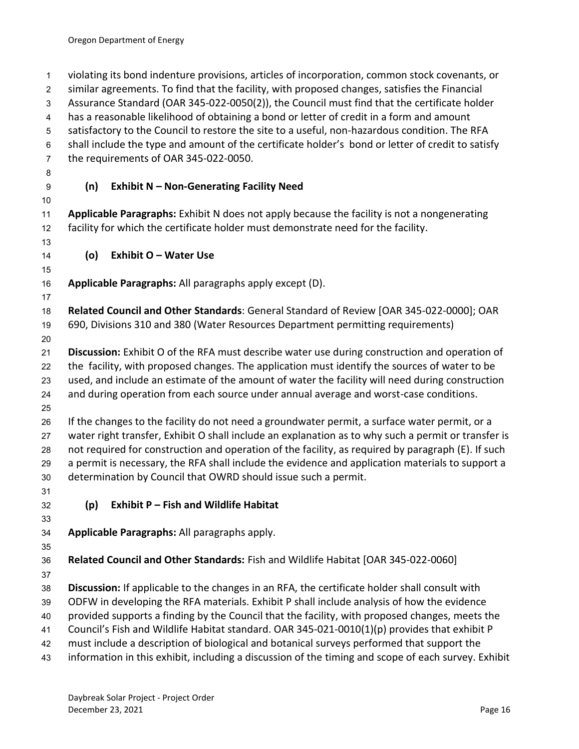violating its bond indenture provisions, articles of incorporation, common stock covenants, or similar agreements. To find that the facility, with proposed changes, satisfies the Financial Assurance Standard (OAR 345-022-0050(2)), the Council must find that the certificate holder has a reasonable likelihood of obtaining a bond or letter of credit in a form and amount satisfactory to the Council to restore the site to a useful, non-hazardous condition. The RFA shall include the type and amount of the certificate holder's bond or letter of credit to satisfy the requirements of OAR 345-022-0050.

### (n) Exhibit N – Non-Generating Facility Need

**Applicable Paragraphs:** Exhibit N does not apply because the facility is not a nongenerating facility for which the certificate holder must demonstrate need for the facility.

### (o) Exhibit O – Water Use

**Applicable Paragraphs:** All paragraphs apply except (D).

**Related Council and Other Standards**: General Standard of Review [OAR 345-022-0000]; OAR 690, Divisions 310 and 380 (Water Resources Department permitting requirements)

**Discussion:** Exhibit O of the RFA must describe water use during construction and operation of the facility, with proposed changes. The application must identify the sources of water to be used, and include an estimate of the amount of water the facility will need during construction and during operation from each source under annual average and worst-case conditions.

If the changes to the facility do not need a groundwater permit, a surface water permit, or a water right transfer, Exhibit O shall include an explanation as to why such a permit or transfer is not required for construction and operation of the facility, as required by paragraph (E). If such a permit is necessary, the RFA shall include the evidence and application materials to support a determination by Council that OWRD should issue such a permit.

### (p) Exhibit P – Fish and Wildlife Habitat

**Applicable Paragraphs:** All paragraphs apply.

**Related Council and Other Standards:** Fish and Wildlife Habitat [OAR 345-022-0060]

**Discussion:** If applicable to the changes in an RFA, the certificate holder shall consult with ODFW in developing the RFA materials. Exhibit P shall include analysis of how the evidence provided supports a finding by the Council that the facility, with proposed changes, meets the Council's Fish and Wildlife Habitat standard. OAR 345-021-0010(1)(p) provides that exhibit P must include a description of biological and botanical surveys performed that support the information in this exhibit, including a discussion of the timing and scope of each survey. Exhibit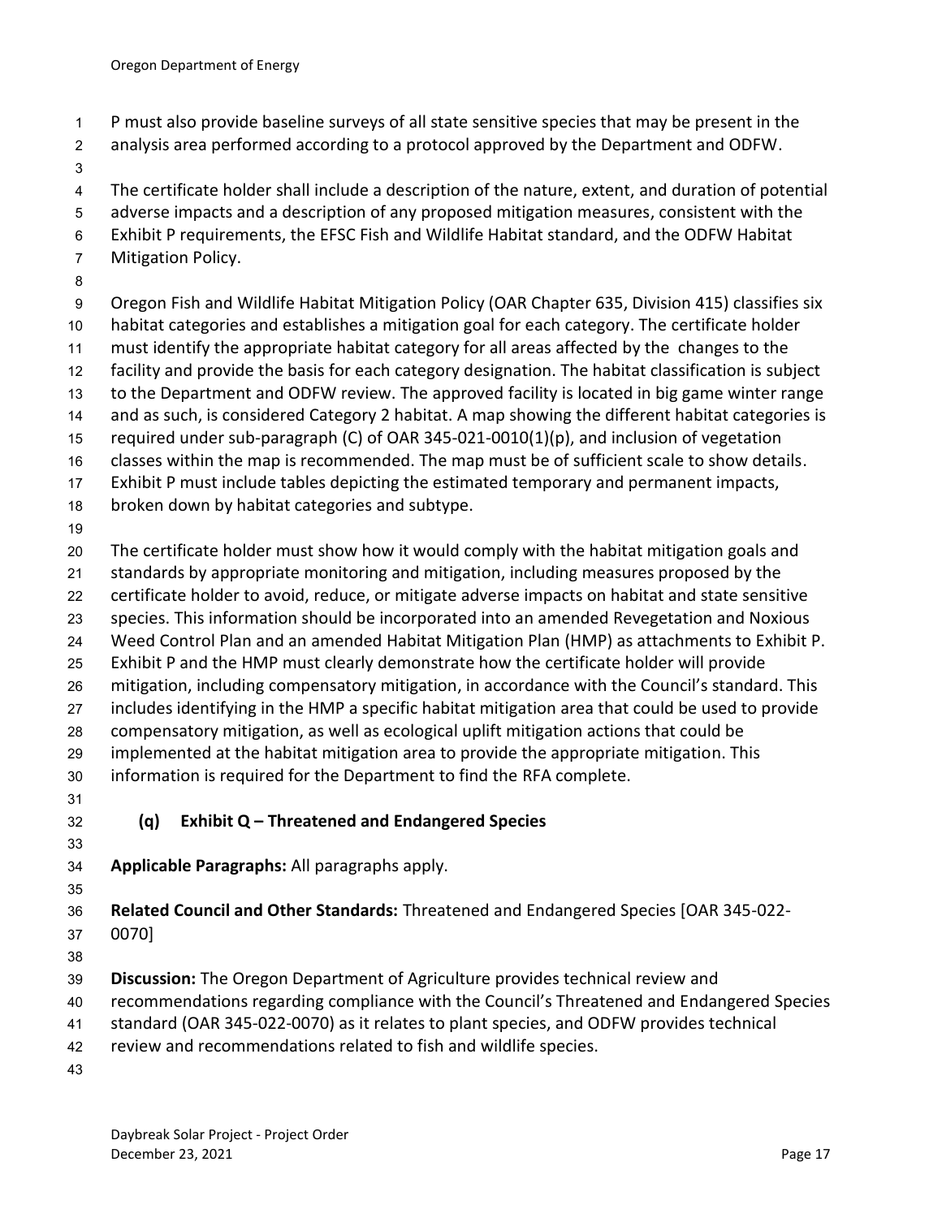P must also provide baseline surveys of all state sensitive species that may be present in the analysis area performed according to a protocol approved by the Department and ODFW.

The certificate holder shall include a description of the nature, extent, and duration of potential adverse impacts and a description of any proposed mitigation measures, consistent with the Exhibit P requirements, the EFSC Fish and Wildlife Habitat standard, and the ODFW Habitat Mitigation Policy.

Oregon Fish and Wildlife Habitat Mitigation Policy (OAR Chapter 635, Division 415) classifies six habitat categories and establishes a mitigation goal for each category. The certificate holder must identify the appropriate habitat category for all areas affected by the changes to the facility and provide the basis for each category designation. The habitat classification is subject to the Department and ODFW review. The approved facility is located in big game winter range and as such, is considered Category 2 habitat. A map showing the different habitat categories is required under sub-paragraph (C) of OAR 345-021-0010(1)(p), and inclusion of vegetation classes within the map is recommended. The map must be of sufficient scale to show details. Exhibit P must include tables depicting the estimated temporary and permanent impacts, broken down by habitat categories and subtype.

The certificate holder must show how it would comply with the habitat mitigation goals and standards by appropriate monitoring and mitigation, including measures proposed by the certificate holder to avoid, reduce, or mitigate adverse impacts on habitat and state sensitive species. This information should be incorporated into an amended Revegetation and Noxious Weed Control Plan and an amended Habitat Mitigation Plan (HMP) as attachments to Exhibit P. Exhibit P and the HMP must clearly demonstrate how the certificate holder will provide mitigation, including compensatory mitigation, in accordance with the Council's standard. This includes identifying in the HMP a specific habitat mitigation area that could be used to provide compensatory mitigation, as well as ecological uplift mitigation actions that could be implemented at the habitat mitigation area to provide the appropriate mitigation. This information is required for the Department to find the RFA complete.

### (q) Exhibit Q – Threatened and Endangered Species

**Applicable Paragraphs:** All paragraphs apply.

**Related Council and Other Standards:** Threatened and Endangered Species [OAR 345-022-0070]

**Discussion:** The Oregon Department of Agriculture provides technical review and recommendations regarding compliance with the Council's Threatened and Endangered Species standard (OAR 345-022-0070) as it relates to plant species, and ODFW provides technical review and recommendations related to fish and wildlife species.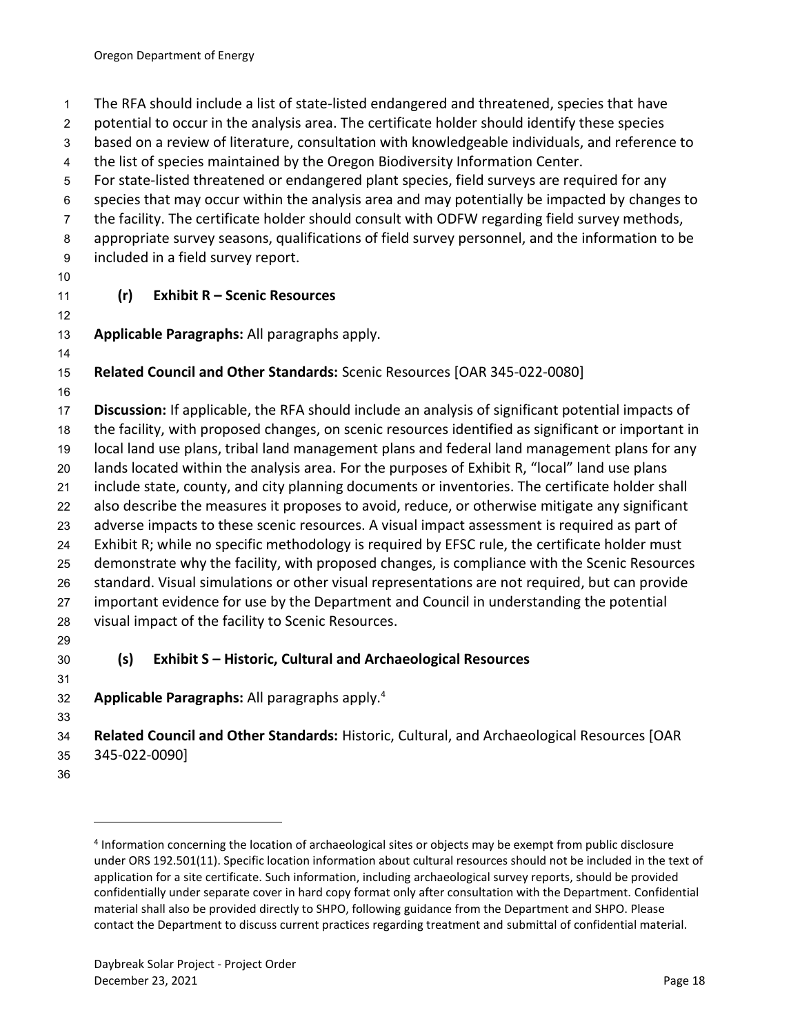The RFA should include a list of state-listed endangered and threatened, species that have potential to occur in the analysis area. The certificate holder should identify these species based on a review of literature, consultation with knowledgeable individuals, and reference to the list of species maintained by the Oregon Biodiversity Information Center.

For state-listed threatened or endangered plant species, field surveys are required for any species that may occur within the analysis area and may potentially be impacted by changes to the facility. The certificate holder should consult with ODFW regarding field survey methods, appropriate survey seasons, qualifications of field survey personnel, and the information to be included in a field survey report.

### (r) Exhibit R – Scenic Resources

**Applicable Paragraphs:** All paragraphs apply.

**Related Council and Other Standards:** Scenic Resources [OAR 345-022-0080]

**Discussion:** If applicable, the RFA should include an analysis of significant potential impacts of the facility, with proposed changes, on scenic resources identified as significant or important in local land use plans, tribal land management plans and federal land management plans for any lands located within the analysis area. For the purposes of Exhibit R, "local" land use plans include state, county, and city planning documents or inventories. The certificate holder shall also describe the measures it proposes to avoid, reduce, or otherwise mitigate any significant adverse impacts to these scenic resources. A visual impact assessment is required as part of Exhibit R; while no specific methodology is required by EFSC rule, the certificate holder must demonstrate why the facility, with proposed changes, is compliance with the Scenic Resources standard. Visual simulations or other visual representations are not required, but can provide important evidence for use by the Department and Council in understanding the potential visual impact of the facility to Scenic Resources.

### (s) Exhibit S – Historic, Cultural and Archaeological Resources

**Applicable Paragraphs:** All paragraphs apply.[4]

**Related Council and Other Standards:** Historic, Cultural, and Archaeological Resources [OAR 345-022-0090]

---

[4] Information concerning the location of archaeological sites or objects may be exempt from public disclosure under ORS 192.501(11). Specific location information about cultural resources should not be included in the text of application for a site certificate. Such information, including archaeological survey reports, should be provided confidentially under separate cover in hard copy format only after consultation with the Department. Confidential material shall also be provided directly to SHPO, following guidance from the Department and SHPO. Please contact the Department to discuss current practices regarding treatment and submittal of confidential material.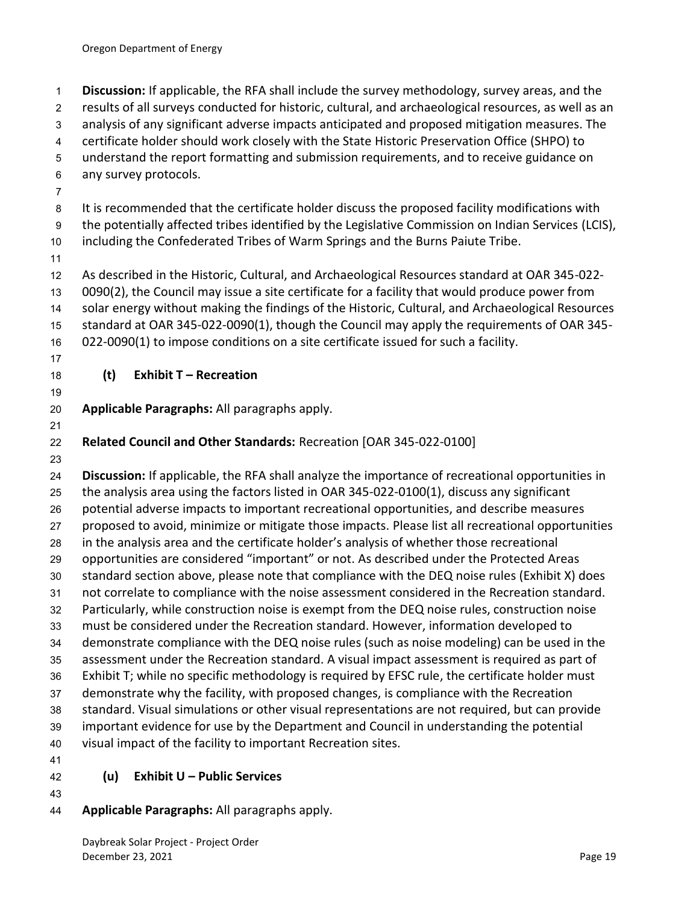**Discussion:** If applicable, the RFA shall include the survey methodology, survey areas, and the results of all surveys conducted for historic, cultural, and archaeological resources, as well as an analysis of any significant adverse impacts anticipated and proposed mitigation measures. The certificate holder should work closely with the State Historic Preservation Office (SHPO) to understand the report formatting and submission requirements, and to receive guidance on any survey protocols.

It is recommended that the certificate holder discuss the proposed facility modifications with the potentially affected tribes identified by the Legislative Commission on Indian Services (LCIS), including the Confederated Tribes of Warm Springs and the Burns Paiute Tribe.

As described in the Historic, Cultural, and Archaeological Resources standard at OAR 345-022-0090(2), the Council may issue a site certificate for a facility that would produce power from solar energy without making the findings of the Historic, Cultural, and Archaeological Resources standard at OAR 345-022-0090(1), though the Council may apply the requirements of OAR 345-022-0090(1) to impose conditions on a site certificate issued for such a facility.

### (t) Exhibit T – Recreation

**Applicable Paragraphs:** All paragraphs apply.

**Related Council and Other Standards:** Recreation [OAR 345-022-0100]

**Discussion:** If applicable, the RFA shall analyze the importance of recreational opportunities in the analysis area using the factors listed in OAR 345-022-0100(1), discuss any significant potential adverse impacts to important recreational opportunities, and describe measures proposed to avoid, minimize or mitigate those impacts. Please list all recreational opportunities in the analysis area and the certificate holder's analysis of whether those recreational opportunities are considered "important" or not. As described under the Protected Areas standard section above, please note that compliance with the DEQ noise rules (Exhibit X) does not correlate to compliance with the noise assessment considered in the Recreation standard. Particularly, while construction noise is exempt from the DEQ noise rules, construction noise must be considered under the Recreation standard. However, information developed to demonstrate compliance with the DEQ noise rules (such as noise modeling) can be used in the assessment under the Recreation standard. A visual impact assessment is required as part of Exhibit T; while no specific methodology is required by EFSC rule, the certificate holder must demonstrate why the facility, with proposed changes, is compliance with the Recreation standard. Visual simulations or other visual representations are not required, but can provide important evidence for use by the Department and Council in understanding the potential visual impact of the facility to important Recreation sites.

### (u) Exhibit U – Public Services

**Applicable Paragraphs:** All paragraphs apply.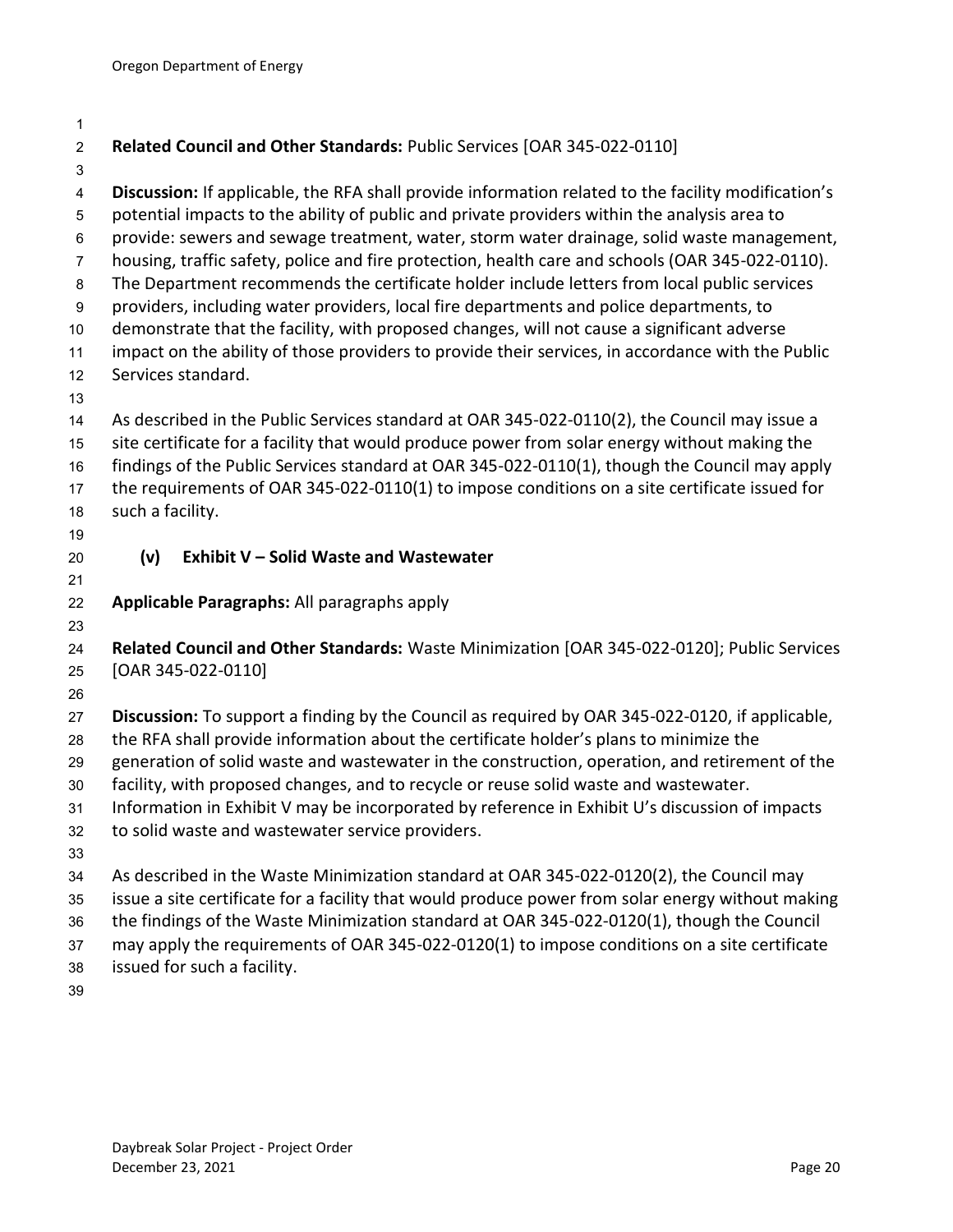**Related Council and Other Standards:** Public Services [OAR 345-022-0110]

**Discussion:** If applicable, the RFA shall provide information related to the facility modification's potential impacts to the ability of public and private providers within the analysis area to provide: sewers and sewage treatment, water, storm water drainage, solid waste management, housing, traffic safety, police and fire protection, health care and schools (OAR 345-022-0110). The Department recommends the certificate holder include letters from local public services providers, including water providers, local fire departments and police departments, to demonstrate that the facility, with proposed changes, will not cause a significant adverse impact on the ability of those providers to provide their services, in accordance with the Public Services standard.

As described in the Public Services standard at OAR 345-022-0110(2), the Council may issue a site certificate for a facility that would produce power from solar energy without making the findings of the Public Services standard at OAR 345-022-0110(1), though the Council may apply the requirements of OAR 345-022-0110(1) to impose conditions on a site certificate issued for such a facility.

### (v) Exhibit V – Solid Waste and Wastewater

**Applicable Paragraphs:** All paragraphs apply

**Related Council and Other Standards:** Waste Minimization [OAR 345-022-0120]; Public Services [OAR 345-022-0110]

**Discussion:** To support a finding by the Council as required by OAR 345-022-0120, if applicable, the RFA shall provide information about the certificate holder's plans to minimize the generation of solid waste and wastewater in the construction, operation, and retirement of the facility, with proposed changes, and to recycle or reuse solid waste and wastewater. Information in Exhibit V may be incorporated by reference in Exhibit U's discussion of impacts to solid waste and wastewater service providers.

As described in the Waste Minimization standard at OAR 345-022-0120(2), the Council may issue a site certificate for a facility that would produce power from solar energy without making the findings of the Waste Minimization standard at OAR 345-022-0120(1), though the Council may apply the requirements of OAR 345-022-0120(1) to impose conditions on a site certificate issued for such a facility.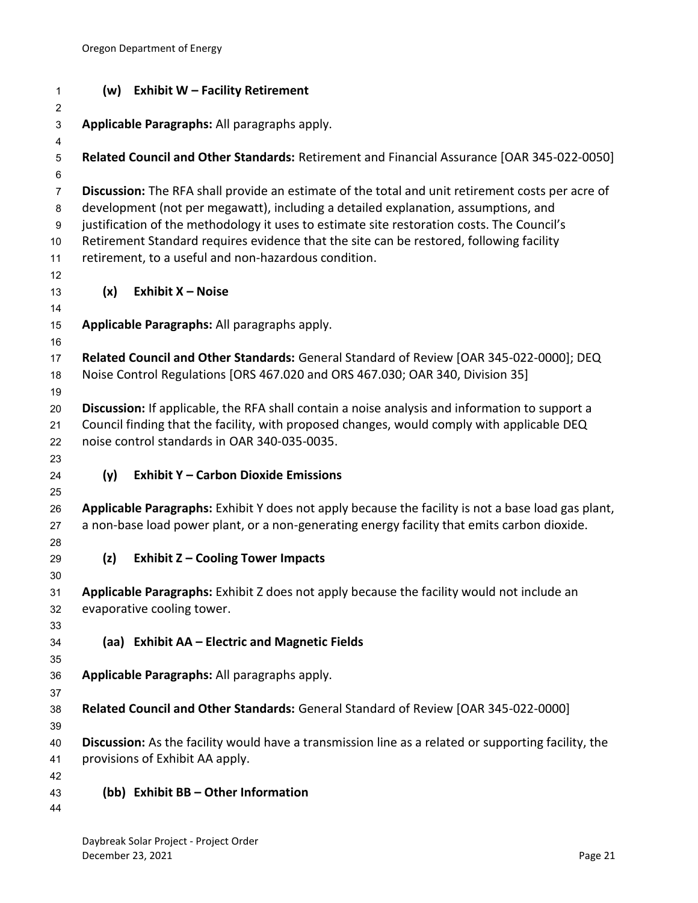#### (w) Exhibit W – Facility Retirement

**Applicable Paragraphs:** All paragraphs apply.

**Related Council and Other Standards:** Retirement and Financial Assurance [OAR 345-022-0050]

**Discussion:** The RFA shall provide an estimate of the total and unit retirement costs per acre of development (not per megawatt), including a detailed explanation, assumptions, and justification of the methodology it uses to estimate site restoration costs. The Council's Retirement Standard requires evidence that the site can be restored, following facility retirement, to a useful and non-hazardous condition.

#### (x) Exhibit X – Noise

**Applicable Paragraphs:** All paragraphs apply.

**Related Council and Other Standards:** General Standard of Review [OAR 345-022-0000]; DEQ Noise Control Regulations [ORS 467.020 and ORS 467.030; OAR 340, Division 35]

**Discussion:** If applicable, the RFA shall contain a noise analysis and information to support a Council finding that the facility, with proposed changes, would comply with applicable DEQ noise control standards in OAR 340-035-0035.

#### (y) Exhibit Y – Carbon Dioxide Emissions

**Applicable Paragraphs:** Exhibit Y does not apply because the facility is not a base load gas plant, a non-base load power plant, or a non-generating energy facility that emits carbon dioxide.

#### (z) Exhibit Z – Cooling Tower Impacts

**Applicable Paragraphs:** Exhibit Z does not apply because the facility would not include an evaporative cooling tower.

#### (aa) Exhibit AA – Electric and Magnetic Fields

**Applicable Paragraphs:** All paragraphs apply.

**Related Council and Other Standards:** General Standard of Review [OAR 345-022-0000]

**Discussion:** As the facility would have a transmission line as a related or supporting facility, the provisions of Exhibit AA apply.

#### (bb) Exhibit BB – Other Information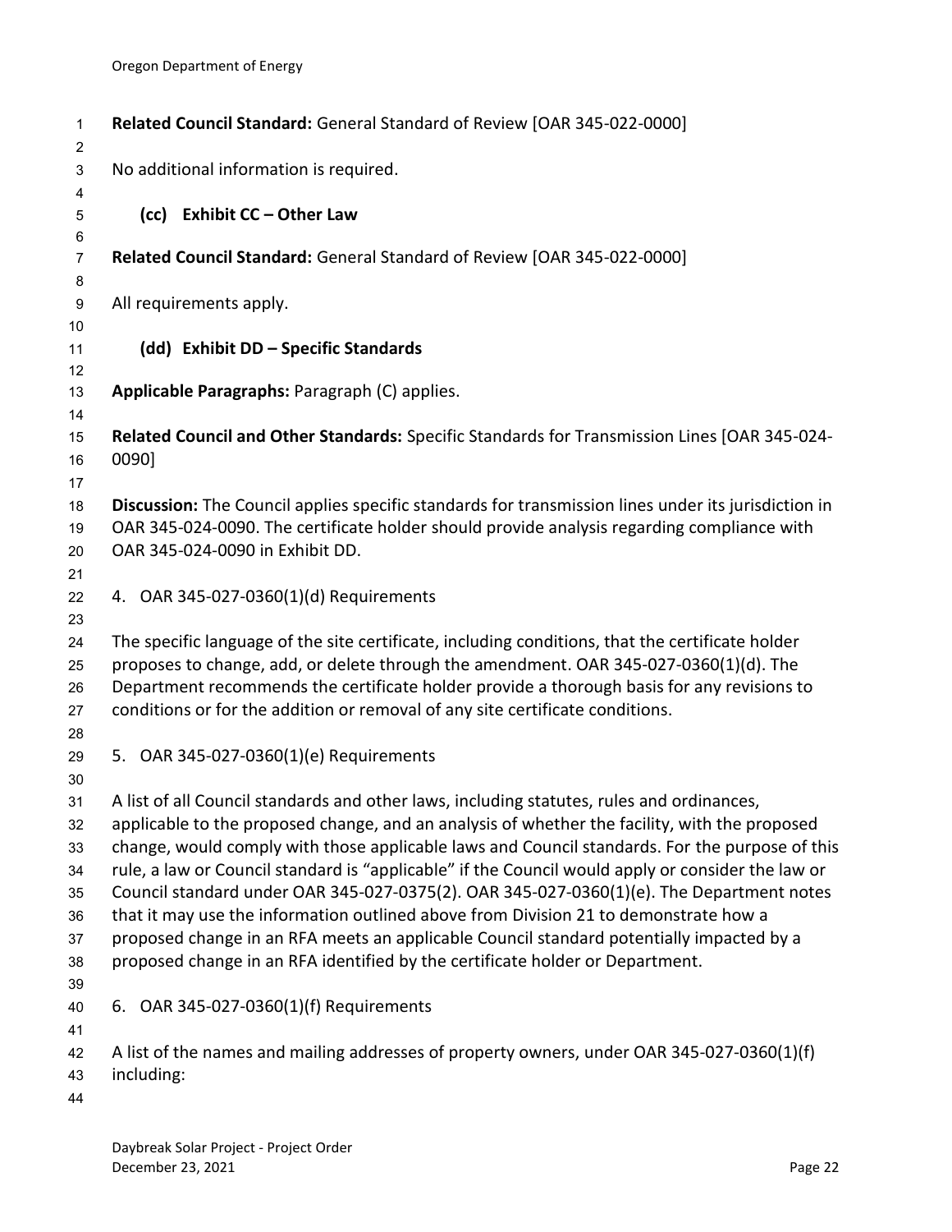**Related Council Standard:** General Standard of Review [OAR 345-022-0000]

No additional information is required.

### (cc) Exhibit CC – Other Law

**Related Council Standard:** General Standard of Review [OAR 345-022-0000]

All requirements apply.

### (dd) Exhibit DD – Specific Standards

**Applicable Paragraphs:** Paragraph (C) applies.

**Related Council and Other Standards:** Specific Standards for Transmission Lines [OAR 345-024-0090]

**Discussion:** The Council applies specific standards for transmission lines under its jurisdiction in OAR 345-024-0090. The certificate holder should provide analysis regarding compliance with OAR 345-024-0090 in Exhibit DD.

## 4. OAR 345-027-0360(1)(d) Requirements

The specific language of the site certificate, including conditions, that the certificate holder proposes to change, add, or delete through the amendment. OAR 345-027-0360(1)(d). The Department recommends the certificate holder provide a thorough basis for any revisions to conditions or for the addition or removal of any site certificate conditions.

## 5. OAR 345-027-0360(1)(e) Requirements

A list of all Council standards and other laws, including statutes, rules and ordinances, applicable to the proposed change, and an analysis of whether the facility, with the proposed change, would comply with those applicable laws and Council standards. For the purpose of this rule, a law or Council standard is "applicable" if the Council would apply or consider the law or Council standard under OAR 345-027-0375(2). OAR 345-027-0360(1)(e). The Department notes that it may use the information outlined above from Division 21 to demonstrate how a proposed change in an RFA meets an applicable Council standard potentially impacted by a proposed change in an RFA identified by the certificate holder or Department.

## 6. OAR 345-027-0360(1)(f) Requirements

A list of the names and mailing addresses of property owners, under OAR 345-027-0360(1)(f) including: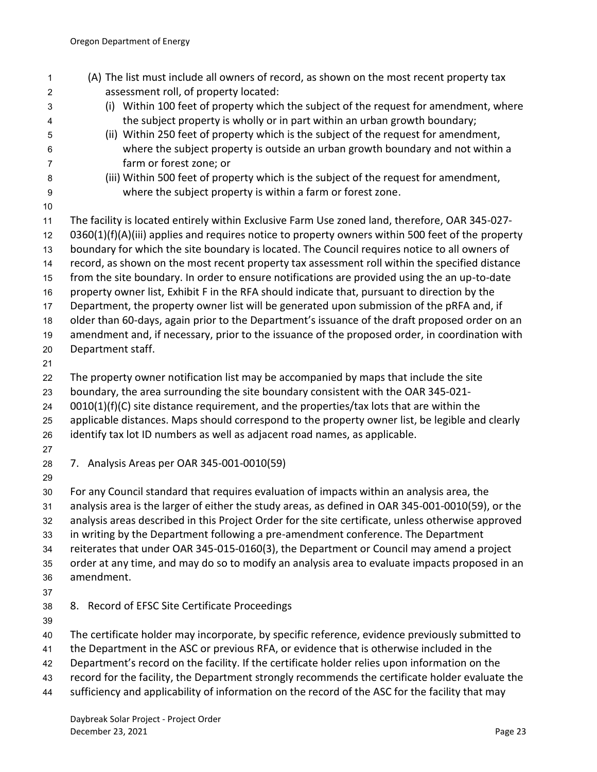(A) The list must include all owners of record, as shown on the most recent property tax assessment roll, of property located:

(i) Within 100 feet of property which the subject of the request for amendment, where the subject property is wholly or in part within an urban growth boundary;

(ii) Within 250 feet of property which is the subject of the request for amendment, where the subject property is outside an urban growth boundary and not within a farm or forest zone; or

(iii) Within 500 feet of property which is the subject of the request for amendment, where the subject property is within a farm or forest zone.

The facility is located entirely within Exclusive Farm Use zoned land, therefore, OAR 345-027-0360(1)(f)(A)(iii) applies and requires notice to property owners within 500 feet of the property boundary for which the site boundary is located. The Council requires notice to all owners of record, as shown on the most recent property tax assessment roll within the specified distance from the site boundary. In order to ensure notifications are provided using the an up-to-date property owner list, Exhibit F in the RFA should indicate that, pursuant to direction by the Department, the property owner list will be generated upon submission of the pRFA and, if older than 60-days, again prior to the Department's issuance of the draft proposed order on an amendment and, if necessary, prior to the issuance of the proposed order, in coordination with Department staff.

The property owner notification list may be accompanied by maps that include the site boundary, the area surrounding the site boundary consistent with the OAR 345-021-0010(1)(f)(C) site distance requirement, and the properties/tax lots that are within the applicable distances. Maps should correspond to the property owner list, be legible and clearly identify tax lot ID numbers as well as adjacent road names, as applicable.

7. Analysis Areas per OAR 345-001-0010(59)

For any Council standard that requires evaluation of impacts within an analysis area, the analysis area is the larger of either the study areas, as defined in OAR 345-001-0010(59), or the analysis areas described in this Project Order for the site certificate, unless otherwise approved in writing by the Department following a pre-amendment conference. The Department reiterates that under OAR 345-015-0160(3), the Department or Council may amend a project order at any time, and may do so to modify an analysis area to evaluate impacts proposed in an amendment.

8. Record of EFSC Site Certificate Proceedings

The certificate holder may incorporate, by specific reference, evidence previously submitted to the Department in the ASC or previous RFA, or evidence that is otherwise included in the Department's record on the facility. If the certificate holder relies upon information on the record for the facility, the Department strongly recommends the certificate holder evaluate the sufficiency and applicability of information on the record of the ASC for the facility that may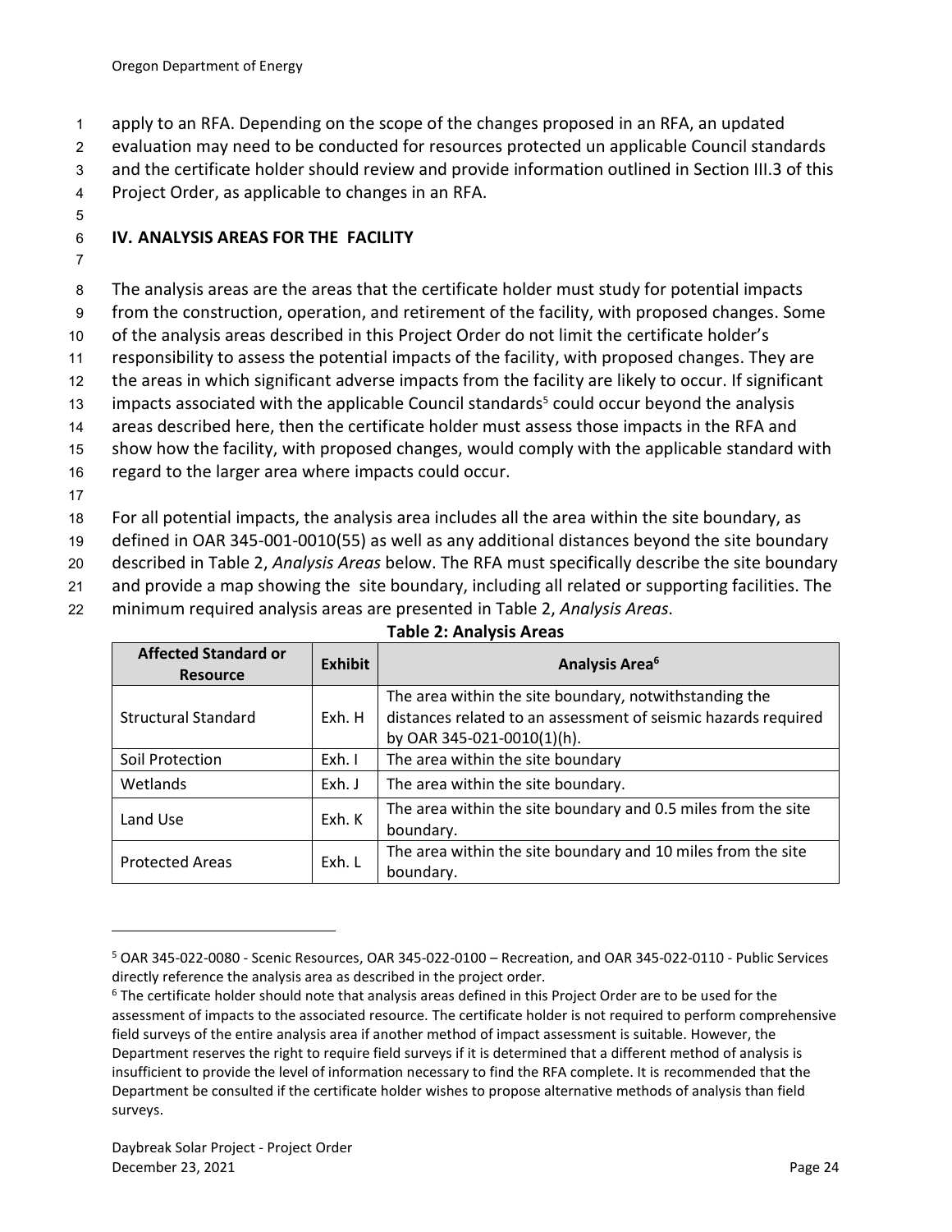apply to an RFA. Depending on the scope of the changes proposed in an RFA, an updated evaluation may need to be conducted for resources protected un applicable Council standards and the certificate holder should review and provide information outlined in Section III.3 of this Project Order, as applicable to changes in an RFA.

## IV. ANALYSIS AREAS FOR THE FACILITY

The analysis areas are the areas that the certificate holder must study for potential impacts from the construction, operation, and retirement of the facility, with proposed changes. Some of the analysis areas described in this Project Order do not limit the certificate holder's responsibility to assess the potential impacts of the facility, with proposed changes. They are the areas in which significant adverse impacts from the facility are likely to occur. If significant impacts associated with the applicable Council standards[5] could occur beyond the analysis areas described here, then the certificate holder must assess those impacts in the RFA and show how the facility, with proposed changes, would comply with the applicable standard with regard to the larger area where impacts could occur.

For all potential impacts, the analysis area includes all the area within the site boundary, as defined in OAR 345-001-0010(55) as well as any additional distances beyond the site boundary described in Table 2, *Analysis Areas* below. The RFA must specifically describe the site boundary and provide a map showing the site boundary, including all related or supporting facilities. The minimum required analysis areas are presented in Table 2, *Analysis Areas*.

**Table 2: Analysis Areas**

| Affected Standard or Resource | Exhibit | Analysis Area[6] |
|---|---|---|
| Structural Standard | Exh. H | The area within the site boundary, notwithstanding the distances related to an assessment of seismic hazards required by OAR 345-021-0010(1)(h). |
| Soil Protection | Exh. I | The area within the site boundary |
| Wetlands | Exh. J | The area within the site boundary. |
| Land Use | Exh. K | The area within the site boundary and 0.5 miles from the site boundary. |
| Protected Areas | Exh. L | The area within the site boundary and 10 miles from the site boundary. |

[5] OAR 345-022-0080 - Scenic Resources, OAR 345-022-0100 – Recreation, and OAR 345-022-0110 - Public Services directly reference the analysis area as described in the project order.

[6] The certificate holder should note that analysis areas defined in this Project Order are to be used for the assessment of impacts to the associated resource. The certificate holder is not required to perform comprehensive field surveys of the entire analysis area if another method of impact assessment is suitable. However, the Department reserves the right to require field surveys if it is determined that a different method of analysis is insufficient to provide the level of information necessary to find the RFA complete. It is recommended that the Department be consulted if the certificate holder wishes to propose alternative methods of analysis than field surveys.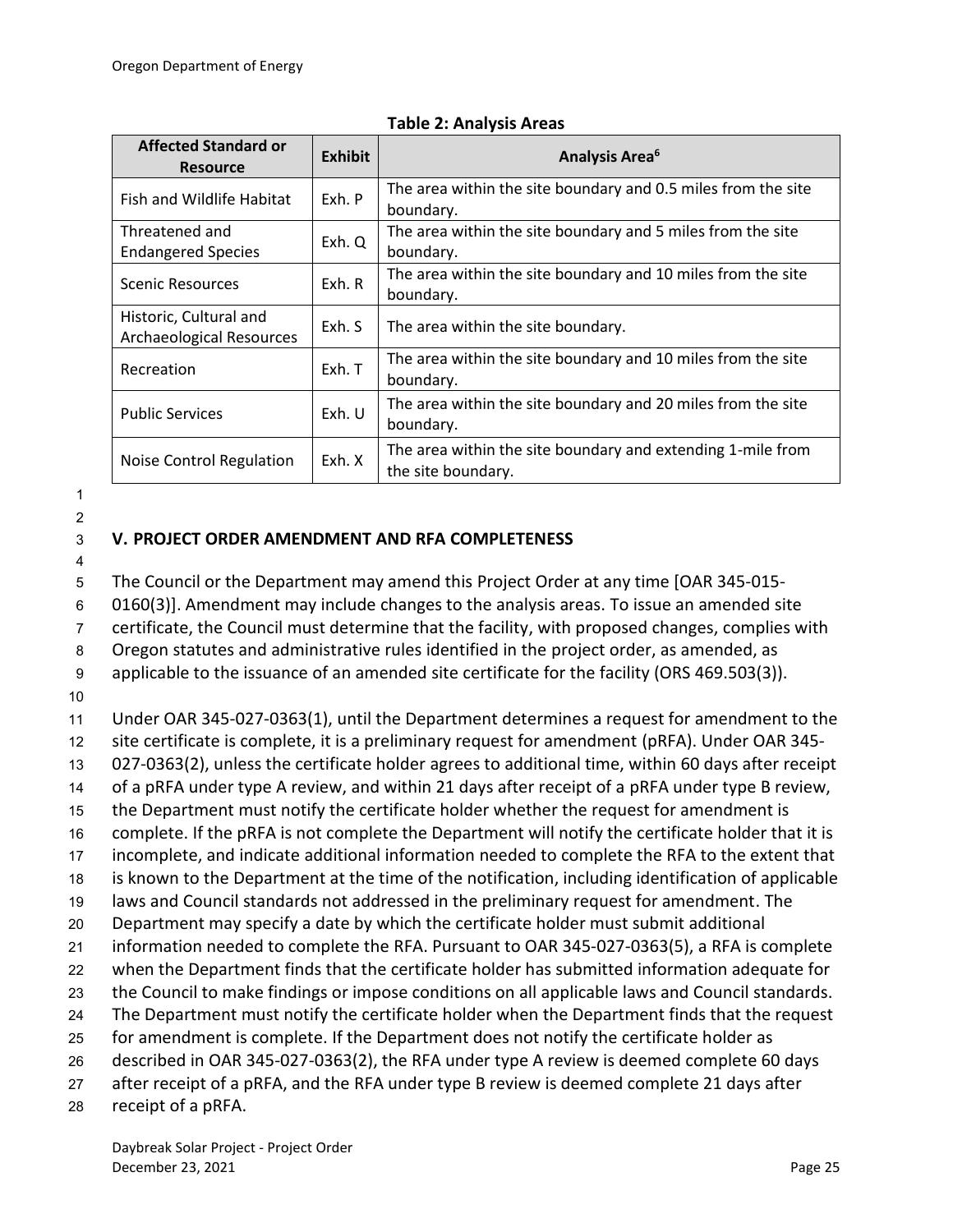**Table 2: Analysis Areas**

| Affected Standard or Resource | Exhibit | Analysis Area[6] |
|---|---|---|
| Fish and Wildlife Habitat | Exh. P | The area within the site boundary and 0.5 miles from the site boundary. |
| Threatened and Endangered Species | Exh. Q | The area within the site boundary and 5 miles from the site boundary. |
| Scenic Resources | Exh. R | The area within the site boundary and 10 miles from the site boundary. |
| Historic, Cultural and Archaeological Resources | Exh. S | The area within the site boundary. |
| Recreation | Exh. T | The area within the site boundary and 10 miles from the site boundary. |
| Public Services | Exh. U | The area within the site boundary and 20 miles from the site boundary. |
| Noise Control Regulation | Exh. X | The area within the site boundary and extending 1-mile from the site boundary. |

## V. PROJECT ORDER AMENDMENT AND RFA COMPLETENESS

The Council or the Department may amend this Project Order at any time [OAR 345-015-0160(3)]. Amendment may include changes to the analysis areas. To issue an amended site certificate, the Council must determine that the facility, with proposed changes, complies with Oregon statutes and administrative rules identified in the project order, as amended, as applicable to the issuance of an amended site certificate for the facility (ORS 469.503(3)).

Under OAR 345-027-0363(1), until the Department determines a request for amendment to the site certificate is complete, it is a preliminary request for amendment (pRFA). Under OAR 345-027-0363(2), unless the certificate holder agrees to additional time, within 60 days after receipt of a pRFA under type A review, and within 21 days after receipt of a pRFA under type B review, the Department must notify the certificate holder whether the request for amendment is complete. If the pRFA is not complete the Department will notify the certificate holder that it is incomplete, and indicate additional information needed to complete the RFA to the extent that is known to the Department at the time of the notification, including identification of applicable laws and Council standards not addressed in the preliminary request for amendment. The Department may specify a date by which the certificate holder must submit additional information needed to complete the RFA. Pursuant to OAR 345-027-0363(5), a RFA is complete when the Department finds that the certificate holder has submitted information adequate for the Council to make findings or impose conditions on all applicable laws and Council standards. The Department must notify the certificate holder when the Department finds that the request for amendment is complete. If the Department does not notify the certificate holder as described in OAR 345-027-0363(2), the RFA under type A review is deemed complete 60 days after receipt of a pRFA, and the RFA under type B review is deemed complete 21 days after receipt of a pRFA.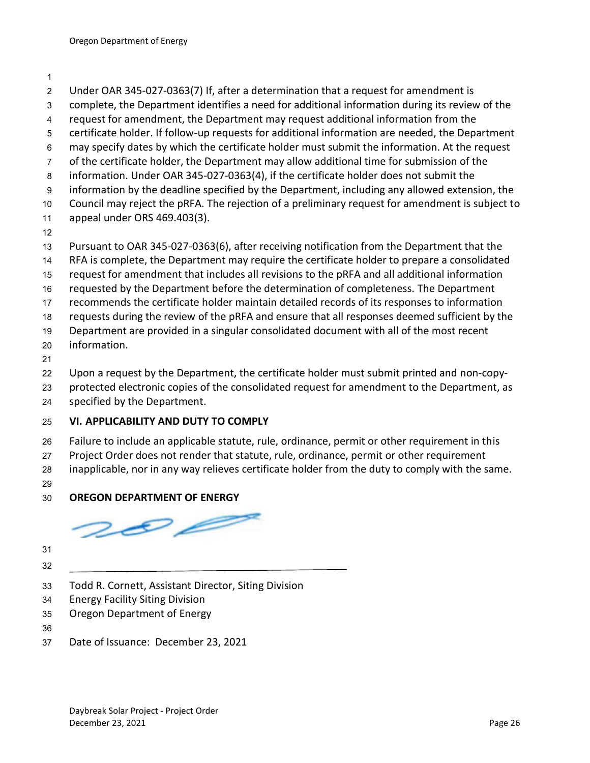Under OAR 345-027-0363(7) If, after a determination that a request for amendment is complete, the Department identifies a need for additional information during its review of the request for amendment, the Department may request additional information from the certificate holder. If follow-up requests for additional information are needed, the Department may specify dates by which the certificate holder must submit the information. At the request of the certificate holder, the Department may allow additional time for submission of the information. Under OAR 345-027-0363(4), if the certificate holder does not submit the information by the deadline specified by the Department, including any allowed extension, the Council may reject the pRFA. The rejection of a preliminary request for amendment is subject to appeal under ORS 469.403(3).

Pursuant to OAR 345-027-0363(6), after receiving notification from the Department that the RFA is complete, the Department may require the certificate holder to prepare a consolidated request for amendment that includes all revisions to the pRFA and all additional information requested by the Department before the determination of completeness. The Department recommends the certificate holder maintain detailed records of its responses to information requests during the review of the pRFA and ensure that all responses deemed sufficient by the Department are provided in a singular consolidated document with all of the most recent information.

Upon a request by the Department, the certificate holder must submit printed and non-copy-protected electronic copies of the consolidated request for amendment to the Department, as specified by the Department.

## VI. APPLICABILITY AND DUTY TO COMPLY

Failure to include an applicable statute, rule, ordinance, permit or other requirement in this Project Order does not render that statute, rule, ordinance, permit or other requirement inapplicable, nor in any way relieves certificate holder from the duty to comply with the same.

**OREGON DEPARTMENT OF ENERGY**

\_\_\_\_\_\_\_\_\_\_\_\_\_\_\_\_\_\_\_\_\_\_\_\_\_\_\_\_\_\_\_\_\_\_\_\_\_\_\_\_

Todd R. Cornett, Assistant Director, Siting Division
Energy Facility Siting Division
Oregon Department of Energy

Date of Issuance: December 23, 2021